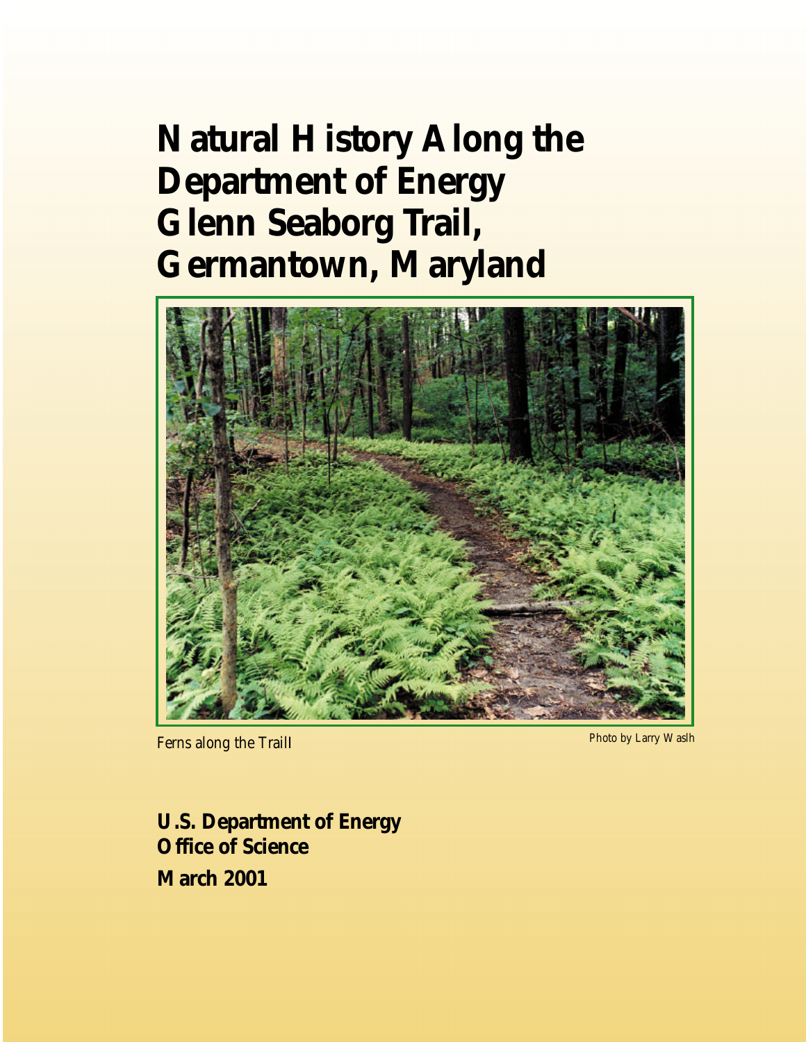# Natural History Along the Department of Energy Glenn Seaborg Trail, Germantown, Maryland

Ferns along the Traill

Photo by Larry Waslh

**U.S. Department of Energy**
**Office of Science**

**March 2001**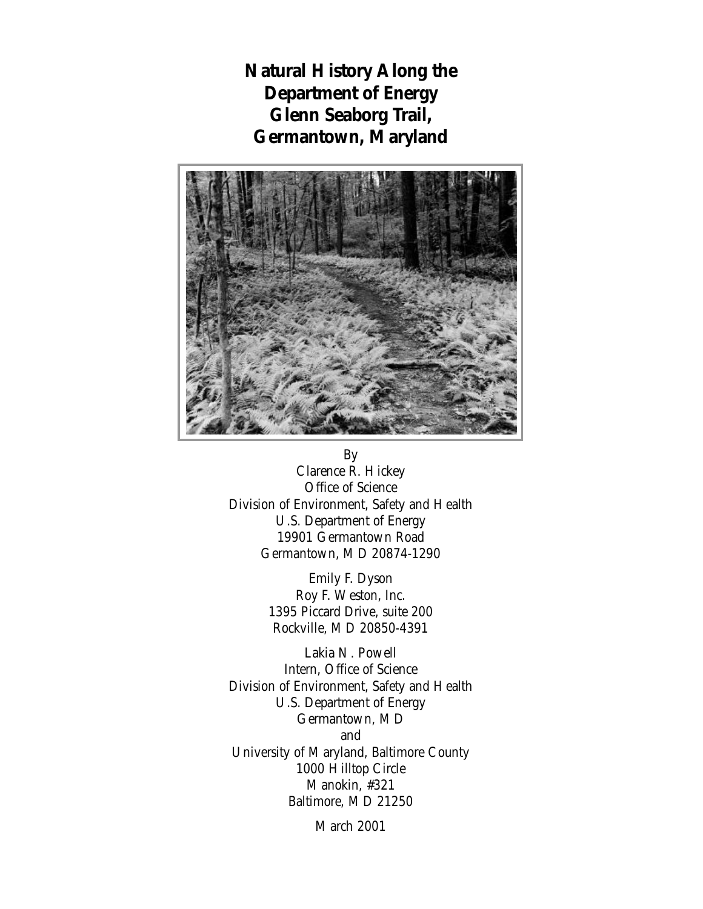# Natural History Along the Department of Energy Glenn Seaborg Trail, Germantown, Maryland

By

Clarence R. Hickey
Office of Science
Division of Environment, Safety and Health
U.S. Department of Energy
19901 Germantown Road
Germantown, MD 20874-1290

Emily F. Dyson
Roy F. Weston, Inc.
1395 Piccard Drive, suite 200
Rockville, MD 20850-4391

Lakia N. Powell
Intern, Office of Science
Division of Environment, Safety and Health
U.S. Department of Energy
Germantown, MD
and
University of Maryland, Baltimore County
1000 Hilltop Circle
Manokin, #321
Baltimore, MD 21250

March 2001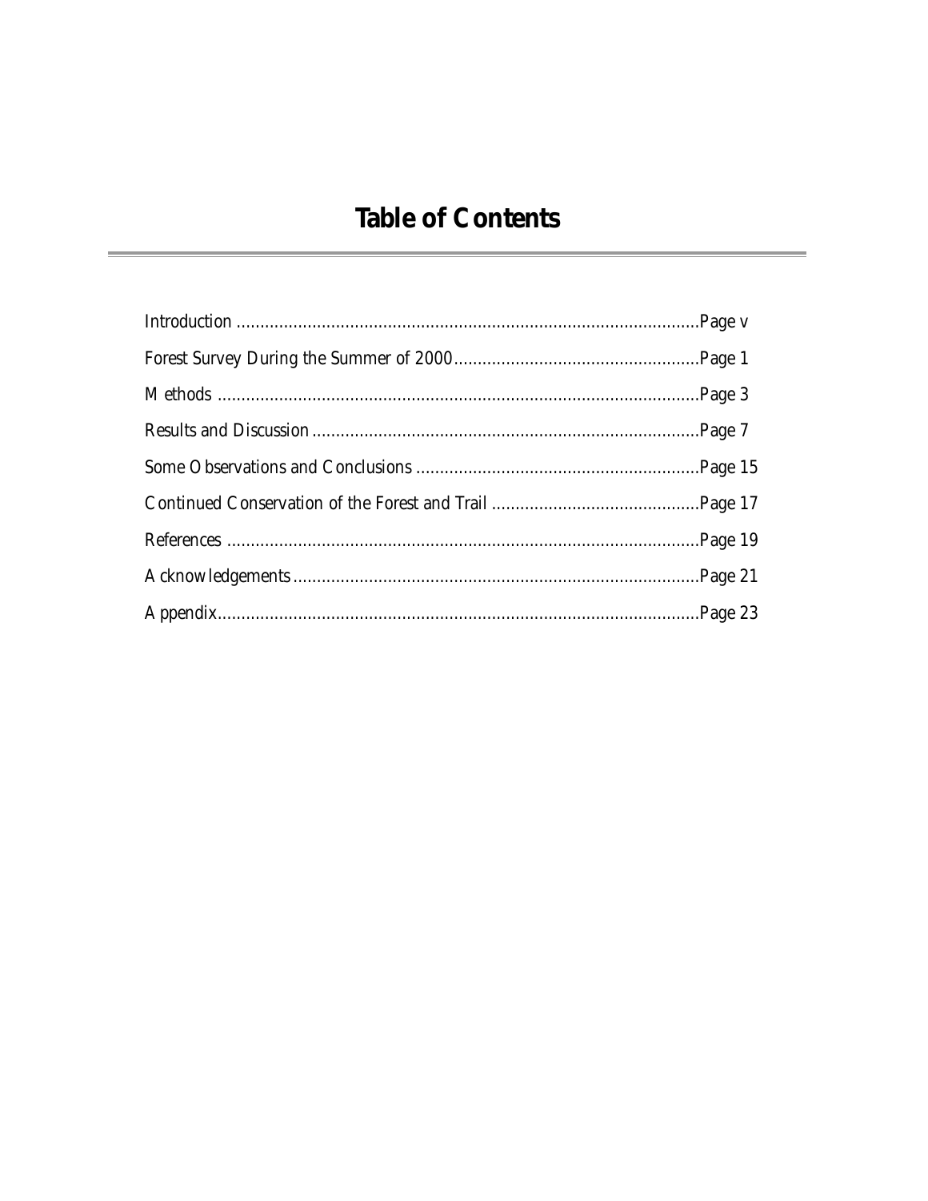# Table of Contents

Introduction ..........................................................................................Page v

Forest Survey During the Summer of 2000...................................................Page 1

Methods ..............................................................................................Page 3

Results and Discussion ...............................................................................Page 7

Some Observations and Conclusions ...........................................................Page 15

Continued Conservation of the Forest and Trail ............................................Page 17

References ............................................................................................Page 19

Acknowledgements ..................................................................................Page 21

Appendix...............................................................................................Page 23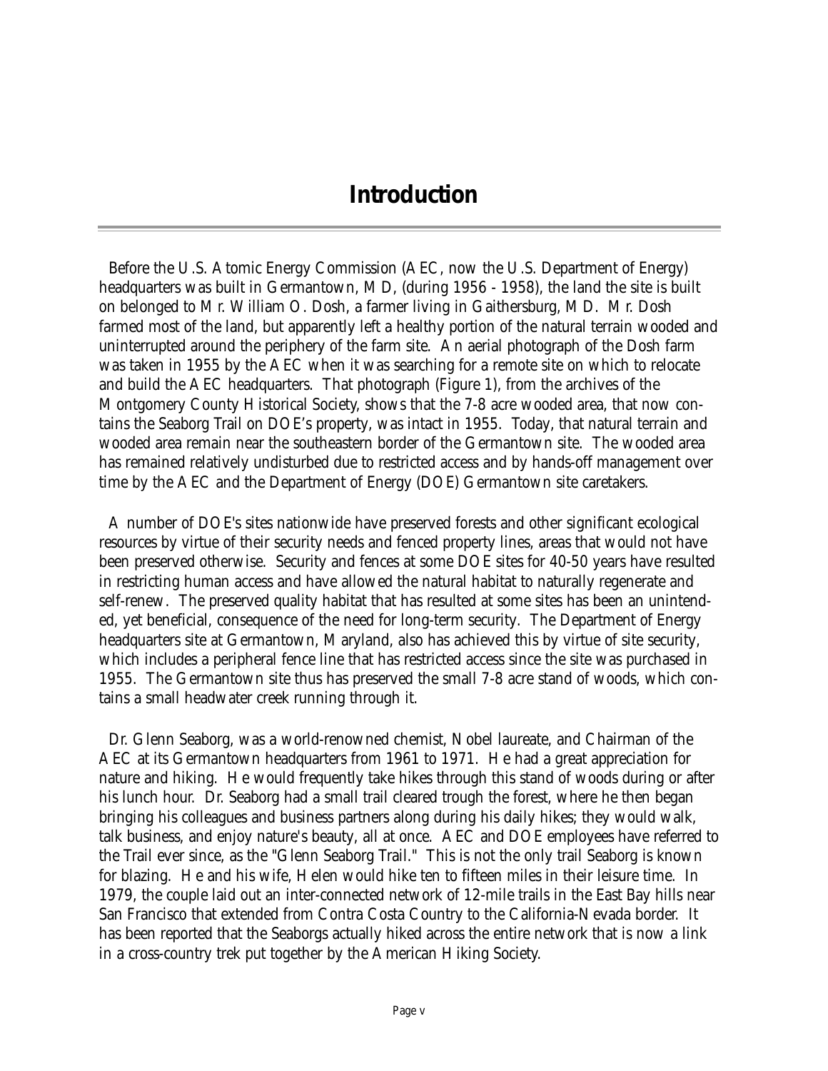# Introduction

Before the U.S. Atomic Energy Commission (AEC, now the U.S. Department of Energy) headquarters was built in Germantown, MD, (during 1956 - 1958), the land the site is built on belonged to Mr. William O. Dosh, a farmer living in Gaithersburg, MD. Mr. Dosh farmed most of the land, but apparently left a healthy portion of the natural terrain wooded and uninterrupted around the periphery of the farm site. An aerial photograph of the Dosh farm was taken in 1955 by the AEC when it was searching for a remote site on which to relocate and build the AEC headquarters. That photograph (Figure 1), from the archives of the Montgomery County Historical Society, shows that the 7-8 acre wooded area, that now contains the Seaborg Trail on DOE's property, was intact in 1955. Today, that natural terrain and wooded area remain near the southeastern border of the Germantown site. The wooded area has remained relatively undisturbed due to restricted access and by hands-off management over time by the AEC and the Department of Energy (DOE) Germantown site caretakers.

A number of DOE's sites nationwide have preserved forests and other significant ecological resources by virtue of their security needs and fenced property lines, areas that would not have been preserved otherwise. Security and fences at some DOE sites for 40-50 years have resulted in restricting human access and have allowed the natural habitat to naturally regenerate and self-renew. The preserved quality habitat that has resulted at some sites has been an unintended, yet beneficial, consequence of the need for long-term security. The Department of Energy headquarters site at Germantown, Maryland, also has achieved this by virtue of site security, which includes a peripheral fence line that has restricted access since the site was purchased in 1955. The Germantown site thus has preserved the small 7-8 acre stand of woods, which contains a small headwater creek running through it.

Dr. Glenn Seaborg, was a world-renowned chemist, Nobel laureate, and Chairman of the AEC at its Germantown headquarters from 1961 to 1971. He had a great appreciation for nature and hiking. He would frequently take hikes through this stand of woods during or after his lunch hour. Dr. Seaborg had a small trail cleared trough the forest, where he then began bringing his colleagues and business partners along during his daily hikes; they would walk, talk business, and enjoy nature's beauty, all at once. AEC and DOE employees have referred to the Trail ever since, as the "Glenn Seaborg Trail." This is not the only trail Seaborg is known for blazing. He and his wife, Helen would hike ten to fifteen miles in their leisure time. In 1979, the couple laid out an inter-connected network of 12-mile trails in the East Bay hills near San Francisco that extended from Contra Costa Country to the California-Nevada border. It has been reported that the Seaborgs actually hiked across the entire network that is now a link in a cross-country trek put together by the American Hiking Society.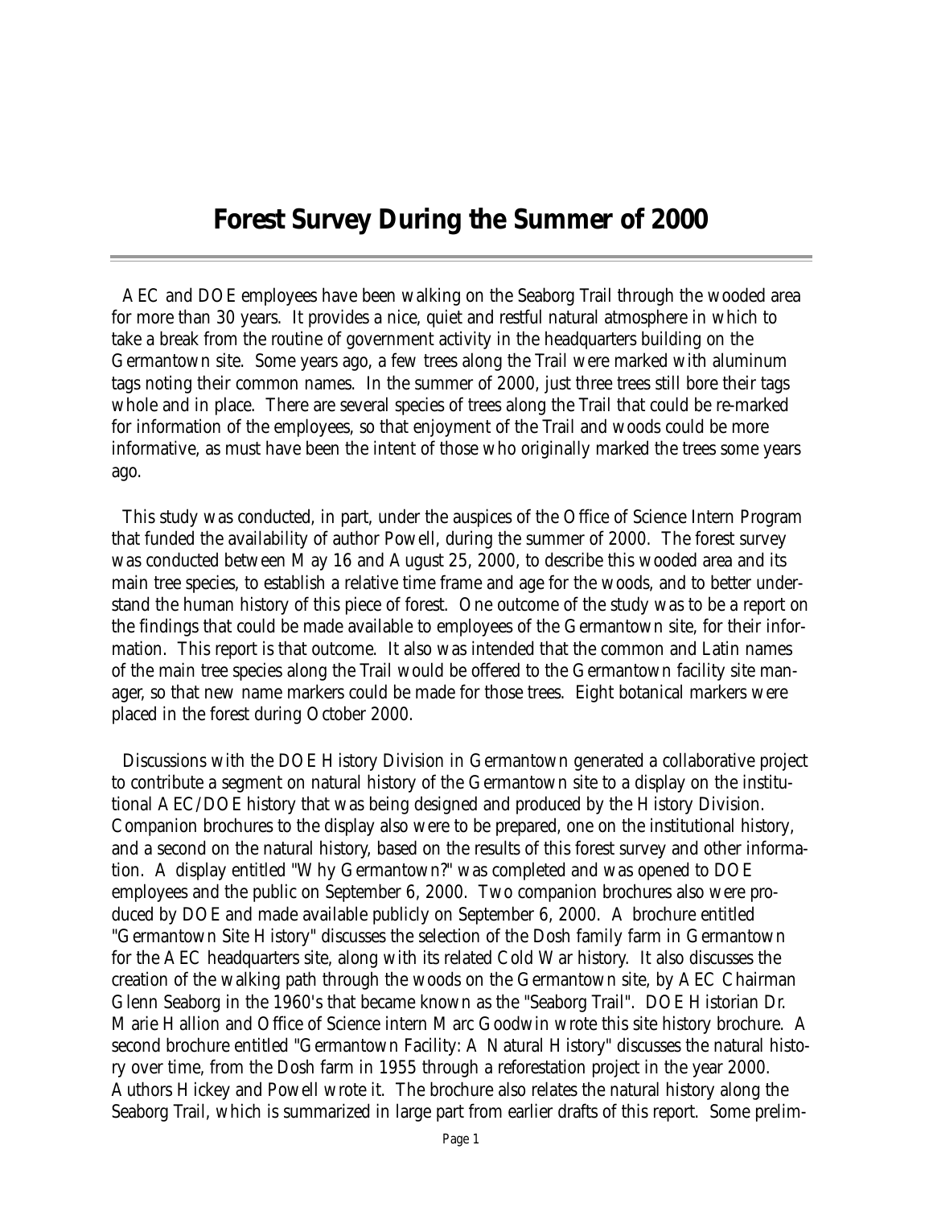# Forest Survey During the Summer of 2000

AEC and DOE employees have been walking on the Seaborg Trail through the wooded area for more than 30 years. It provides a nice, quiet and restful natural atmosphere in which to take a break from the routine of government activity in the headquarters building on the Germantown site. Some years ago, a few trees along the Trail were marked with aluminum tags noting their common names. In the summer of 2000, just three trees still bore their tags whole and in place. There are several species of trees along the Trail that could be re-marked for information of the employees, so that enjoyment of the Trail and woods could be more informative, as must have been the intent of those who originally marked the trees some years ago.

This study was conducted, in part, under the auspices of the Office of Science Intern Program that funded the availability of author Powell, during the summer of 2000. The forest survey was conducted between May 16 and August 25, 2000, to describe this wooded area and its main tree species, to establish a relative time frame and age for the woods, and to better understand the human history of this piece of forest. One outcome of the study was to be a report on the findings that could be made available to employees of the Germantown site, for their information. This report is that outcome. It also was intended that the common and Latin names of the main tree species along the Trail would be offered to the Germantown facility site manager, so that new name markers could be made for those trees. Eight botanical markers were placed in the forest during October 2000.

Discussions with the DOE History Division in Germantown generated a collaborative project to contribute a segment on natural history of the Germantown site to a display on the institutional AEC/DOE history that was being designed and produced by the History Division. Companion brochures to the display also were to be prepared, one on the institutional history, and a second on the natural history, based on the results of this forest survey and other information. A display entitled "Why Germantown?" was completed and was opened to DOE employees and the public on September 6, 2000. Two companion brochures also were produced by DOE and made available publicly on September 6, 2000. A brochure entitled "Germantown Site History" discusses the selection of the Dosh family farm in Germantown for the AEC headquarters site, along with its related Cold War history. It also discusses the creation of the walking path through the woods on the Germantown site, by AEC Chairman Glenn Seaborg in the 1960's that became known as the "Seaborg Trail". DOE Historian Dr. Marie Hallion and Office of Science intern Marc Goodwin wrote this site history brochure. A second brochure entitled "Germantown Facility: A Natural History" discusses the natural history over time, from the Dosh farm in 1955 through a reforestation project in the year 2000. Authors Hickey and Powell wrote it. The brochure also relates the natural history along the Seaborg Trail, which is summarized in large part from earlier drafts of this report. Some prelim-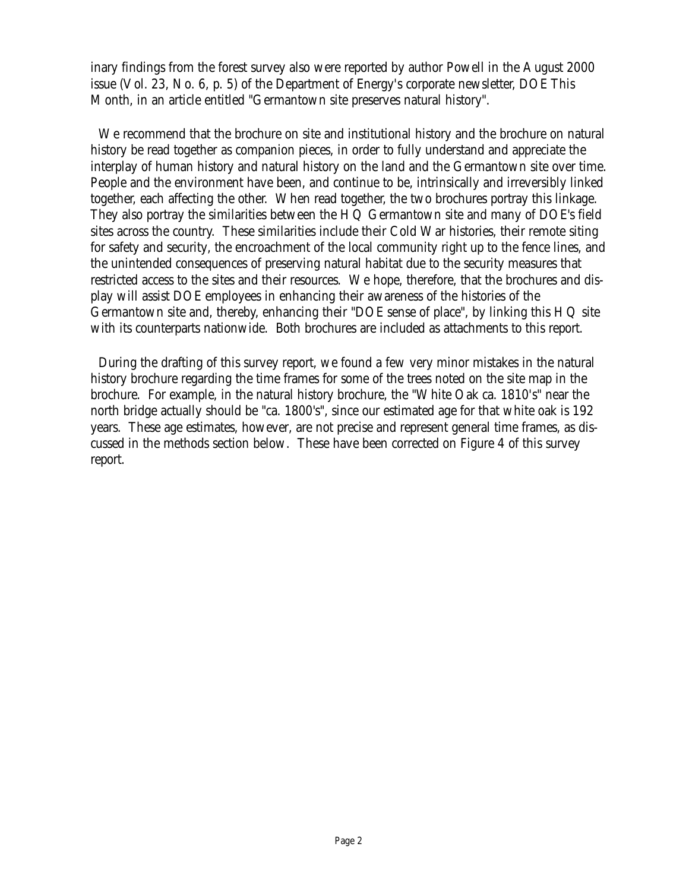inary findings from the forest survey also were reported by author Powell in the August 2000 issue (Vol. 23, No. 6, p. 5) of the Department of Energy's corporate newsletter, DOE This Month, in an article entitled "Germantown site preserves natural history".

We recommend that the brochure on site and institutional history and the brochure on natural history be read together as companion pieces, in order to fully understand and appreciate the interplay of human history and natural history on the land and the Germantown site over time. People and the environment have been, and continue to be, intrinsically and irreversibly linked together, each affecting the other. When read together, the two brochures portray this linkage. They also portray the similarities between the HQ Germantown site and many of DOE's field sites across the country. These similarities include their Cold War histories, their remote siting for safety and security, the encroachment of the local community right up to the fence lines, and the unintended consequences of preserving natural habitat due to the security measures that restricted access to the sites and their resources. We hope, therefore, that the brochures and display will assist DOE employees in enhancing their awareness of the histories of the Germantown site and, thereby, enhancing their "DOE sense of place", by linking this HQ site with its counterparts nationwide. Both brochures are included as attachments to this report.

During the drafting of this survey report, we found a few very minor mistakes in the natural history brochure regarding the time frames for some of the trees noted on the site map in the brochure. For example, in the natural history brochure, the "White Oak ca. 1810's" near the north bridge actually should be "ca. 1800's", since our estimated age for that white oak is 192 years. These age estimates, however, are not precise and represent general time frames, as discussed in the methods section below. These have been corrected on Figure 4 of this survey report.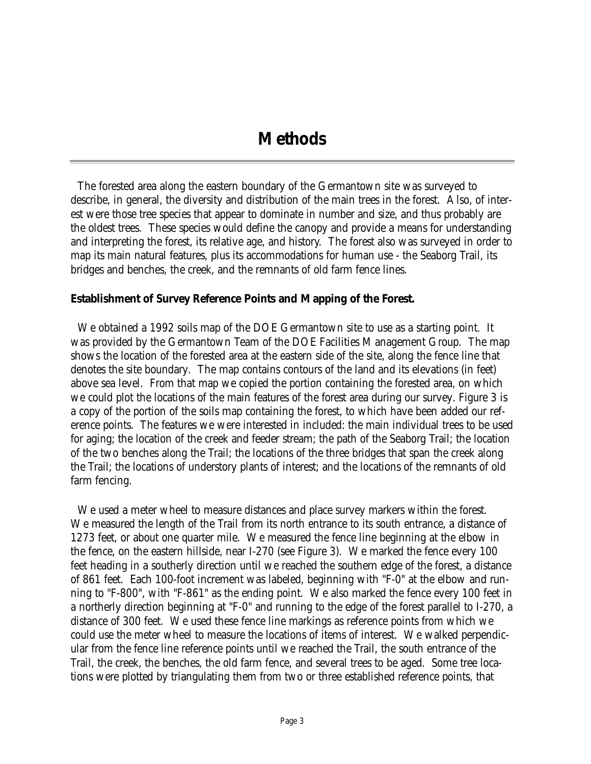# Methods

The forested area along the eastern boundary of the Germantown site was surveyed to describe, in general, the diversity and distribution of the main trees in the forest. Also, of interest were those tree species that appear to dominate in number and size, and thus probably are the oldest trees. These species would define the canopy and provide a means for understanding and interpreting the forest, its relative age, and history. The forest also was surveyed in order to map its main natural features, plus its accommodations for human use - the Seaborg Trail, its bridges and benches, the creek, and the remnants of old farm fence lines.

**Establishment of Survey Reference Points and Mapping of the Forest.**

We obtained a 1992 soils map of the DOE Germantown site to use as a starting point. It was provided by the Germantown Team of the DOE Facilities Management Group. The map shows the location of the forested area at the eastern side of the site, along the fence line that denotes the site boundary. The map contains contours of the land and its elevations (in feet) above sea level. From that map we copied the portion containing the forested area, on which we could plot the locations of the main features of the forest area during our survey. Figure 3 is a copy of the portion of the soils map containing the forest, to which have been added our reference points. The features we were interested in included: the main individual trees to be used for aging; the location of the creek and feeder stream; the path of the Seaborg Trail; the location of the two benches along the Trail; the locations of the three bridges that span the creek along the Trail; the locations of understory plants of interest; and the locations of the remnants of old farm fencing.

We used a meter wheel to measure distances and place survey markers within the forest. We measured the length of the Trail from its north entrance to its south entrance, a distance of 1273 feet, or about one quarter mile. We measured the fence line beginning at the elbow in the fence, on the eastern hillside, near I-270 (see Figure 3). We marked the fence every 100 feet heading in a southerly direction until we reached the southern edge of the forest, a distance of 861 feet. Each 100-foot increment was labeled, beginning with "F-0" at the elbow and running to "F-800", with "F-861" as the ending point. We also marked the fence every 100 feet in a northerly direction beginning at "F-0" and running to the edge of the forest parallel to I-270, a distance of 300 feet. We used these fence line markings as reference points from which we could use the meter wheel to measure the locations of items of interest. We walked perpendicular from the fence line reference points until we reached the Trail, the south entrance of the Trail, the creek, the benches, the old farm fence, and several trees to be aged. Some tree locations were plotted by triangulating them from two or three established reference points, that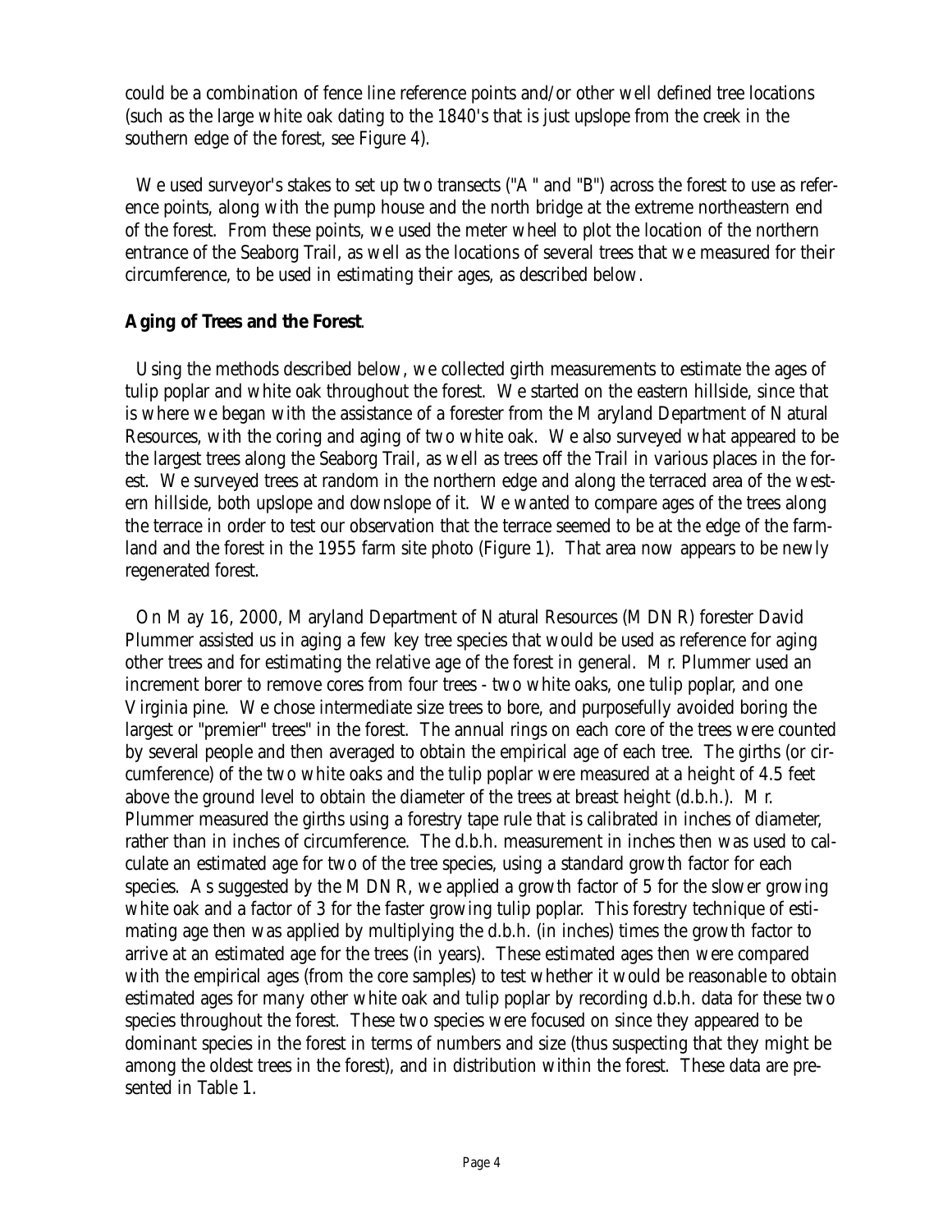could be a combination of fence line reference points and/or other well defined tree locations (such as the large white oak dating to the 1840's that is just upslope from the creek in the southern edge of the forest, see Figure 4).

We used surveyor's stakes to set up two transects ("A" and "B") across the forest to use as reference points, along with the pump house and the north bridge at the extreme northeastern end of the forest. From these points, we used the meter wheel to plot the location of the northern entrance of the Seaborg Trail, as well as the locations of several trees that we measured for their circumference, to be used in estimating their ages, as described below.

**Aging of Trees and the Forest**.

Using the methods described below, we collected girth measurements to estimate the ages of tulip poplar and white oak throughout the forest. We started on the eastern hillside, since that is where we began with the assistance of a forester from the Maryland Department of Natural Resources, with the coring and aging of two white oak. We also surveyed what appeared to be the largest trees along the Seaborg Trail, as well as trees off the Trail in various places in the forest. We surveyed trees at random in the northern edge and along the terraced area of the western hillside, both upslope and downslope of it. We wanted to compare ages of the trees along the terrace in order to test our observation that the terrace seemed to be at the edge of the farmland and the forest in the 1955 farm site photo (Figure 1). That area now appears to be newly regenerated forest.

On May 16, 2000, Maryland Department of Natural Resources (MDNR) forester David Plummer assisted us in aging a few key tree species that would be used as reference for aging other trees and for estimating the relative age of the forest in general. Mr. Plummer used an increment borer to remove cores from four trees - two white oaks, one tulip poplar, and one Virginia pine. We chose intermediate size trees to bore, and purposefully avoided boring the largest or "premier" trees" in the forest. The annual rings on each core of the trees were counted by several people and then averaged to obtain the empirical age of each tree. The girths (or circumference) of the two white oaks and the tulip poplar were measured at a height of 4.5 feet above the ground level to obtain the diameter of the trees at breast height (d.b.h.). Mr. Plummer measured the girths using a forestry tape rule that is calibrated in inches of diameter, rather than in inches of circumference. The d.b.h. measurement in inches then was used to calculate an estimated age for two of the tree species, using a standard growth factor for each species. As suggested by the MDNR, we applied a growth factor of 5 for the slower growing white oak and a factor of 3 for the faster growing tulip poplar. This forestry technique of estimating age then was applied by multiplying the d.b.h. (in inches) times the growth factor to arrive at an estimated age for the trees (in years). These estimated ages then were compared with the empirical ages (from the core samples) to test whether it would be reasonable to obtain estimated ages for many other white oak and tulip poplar by recording d.b.h. data for these two species throughout the forest. These two species were focused on since they appeared to be dominant species in the forest in terms of numbers and size (thus suspecting that they might be among the oldest trees in the forest), and in distribution within the forest. These data are presented in Table 1.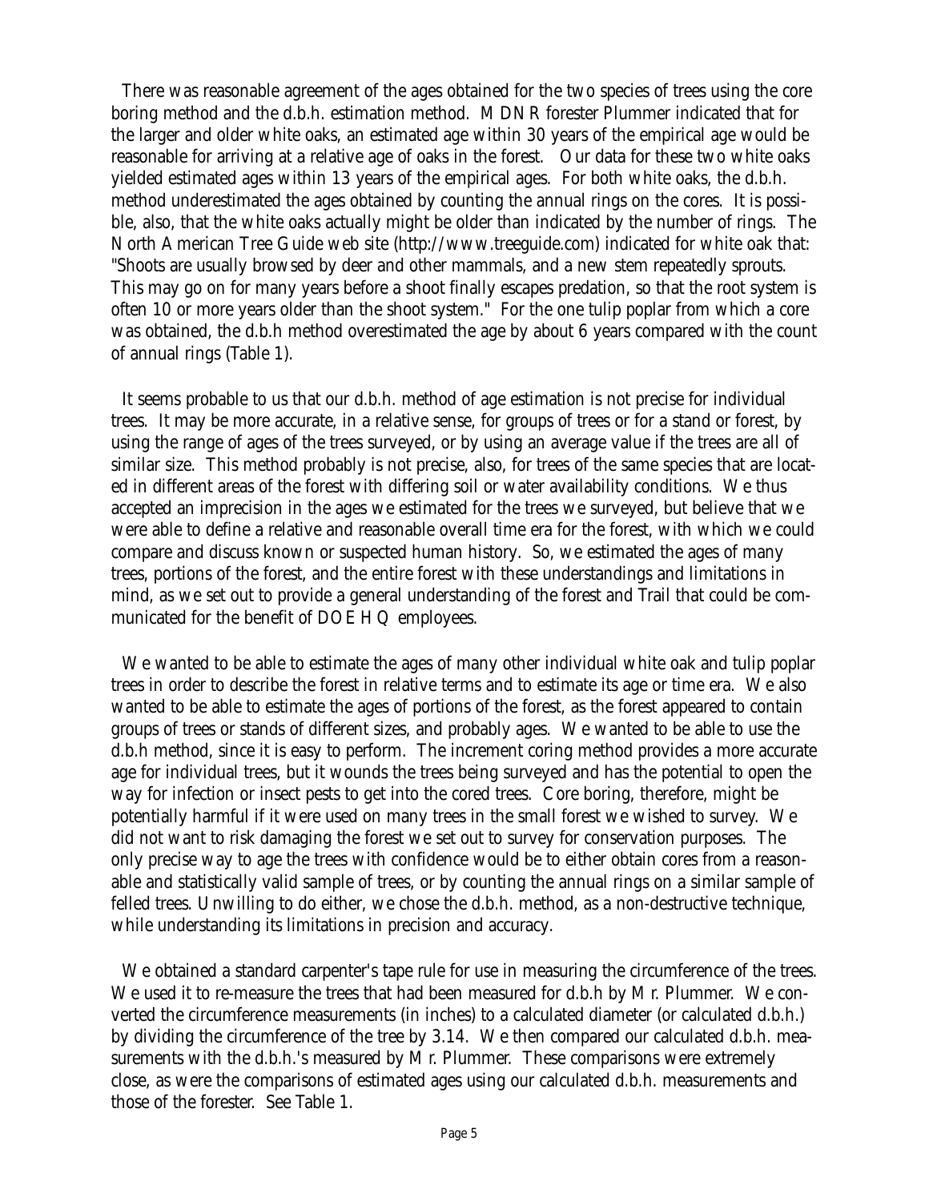There was reasonable agreement of the ages obtained for the two species of trees using the core boring method and the d.b.h. estimation method. MDNR forester Plummer indicated that for the larger and older white oaks, an estimated age within 30 years of the empirical age would be reasonable for arriving at a relative age of oaks in the forest. Our data for these two white oaks yielded estimated ages within 13 years of the empirical ages. For both white oaks, the d.b.h. method underestimated the ages obtained by counting the annual rings on the cores. It is possible, also, that the white oaks actually might be older than indicated by the number of rings. The North American Tree Guide web site (http://www.treeguide.com) indicated for white oak that: "Shoots are usually browsed by deer and other mammals, and a new stem repeatedly sprouts. This may go on for many years before a shoot finally escapes predation, so that the root system is often 10 or more years older than the shoot system." For the one tulip poplar from which a core was obtained, the d.b.h method overestimated the age by about 6 years compared with the count of annual rings (Table 1).

It seems probable to us that our d.b.h. method of age estimation is not precise for individual trees. It may be more accurate, in a relative sense, for groups of trees or for a stand or forest, by using the range of ages of the trees surveyed, or by using an average value if the trees are all of similar size. This method probably is not precise, also, for trees of the same species that are located in different areas of the forest with differing soil or water availability conditions. We thus accepted an imprecision in the ages we estimated for the trees we surveyed, but believe that we were able to define a relative and reasonable overall time era for the forest, with which we could compare and discuss known or suspected human history. So, we estimated the ages of many trees, portions of the forest, and the entire forest with these understandings and limitations in mind, as we set out to provide a general understanding of the forest and Trail that could be communicated for the benefit of DOE HQ employees.

We wanted to be able to estimate the ages of many other individual white oak and tulip poplar trees in order to describe the forest in relative terms and to estimate its age or time era. We also wanted to be able to estimate the ages of portions of the forest, as the forest appeared to contain groups of trees or stands of different sizes, and probably ages. We wanted to be able to use the d.b.h method, since it is easy to perform. The increment coring method provides a more accurate age for individual trees, but it wounds the trees being surveyed and has the potential to open the way for infection or insect pests to get into the cored trees. Core boring, therefore, might be potentially harmful if it were used on many trees in the small forest we wished to survey. We did not want to risk damaging the forest we set out to survey for conservation purposes. The only precise way to age the trees with confidence would be to either obtain cores from a reasonable and statistically valid sample of trees, or by counting the annual rings on a similar sample of felled trees. Unwilling to do either, we chose the d.b.h. method, as a non-destructive technique, while understanding its limitations in precision and accuracy.

We obtained a standard carpenter's tape rule for use in measuring the circumference of the trees. We used it to re-measure the trees that had been measured for d.b.h by Mr. Plummer. We converted the circumference measurements (in inches) to a calculated diameter (or calculated d.b.h.) by dividing the circumference of the tree by 3.14. We then compared our calculated d.b.h. measurements with the d.b.h.'s measured by Mr. Plummer. These comparisons were extremely close, as were the comparisons of estimated ages using our calculated d.b.h. measurements and those of the forester. See Table 1.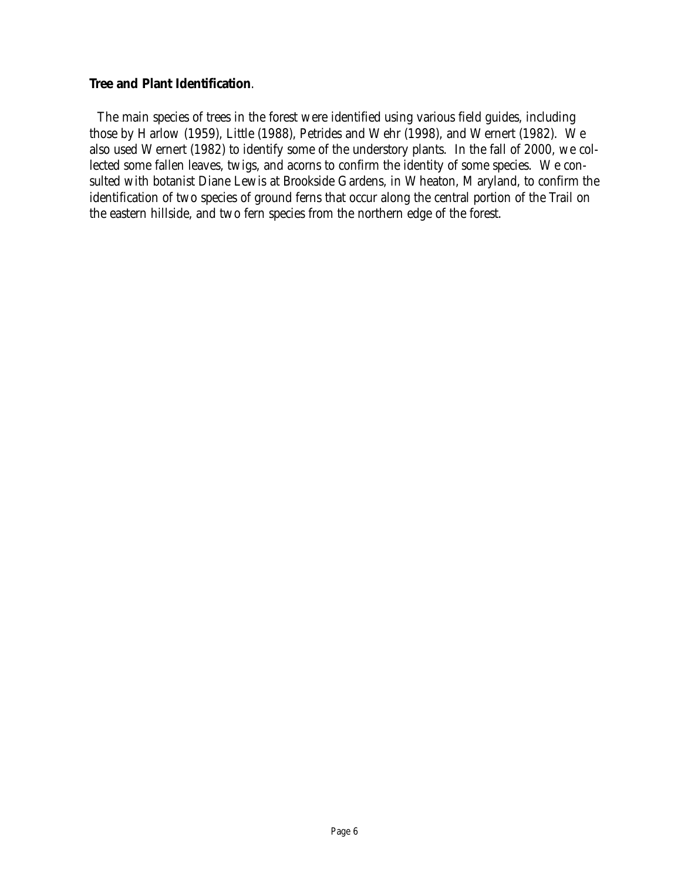**Tree and Plant Identification**.

The main species of trees in the forest were identified using various field guides, including those by Harlow (1959), Little (1988), Petrides and Wehr (1998), and Wernert (1982). We also used Wernert (1982) to identify some of the understory plants. In the fall of 2000, we collected some fallen leaves, twigs, and acorns to confirm the identity of some species. We consulted with botanist Diane Lewis at Brookside Gardens, in Wheaton, Maryland, to confirm the identification of two species of ground ferns that occur along the central portion of the Trail on the eastern hillside, and two fern species from the northern edge of the forest.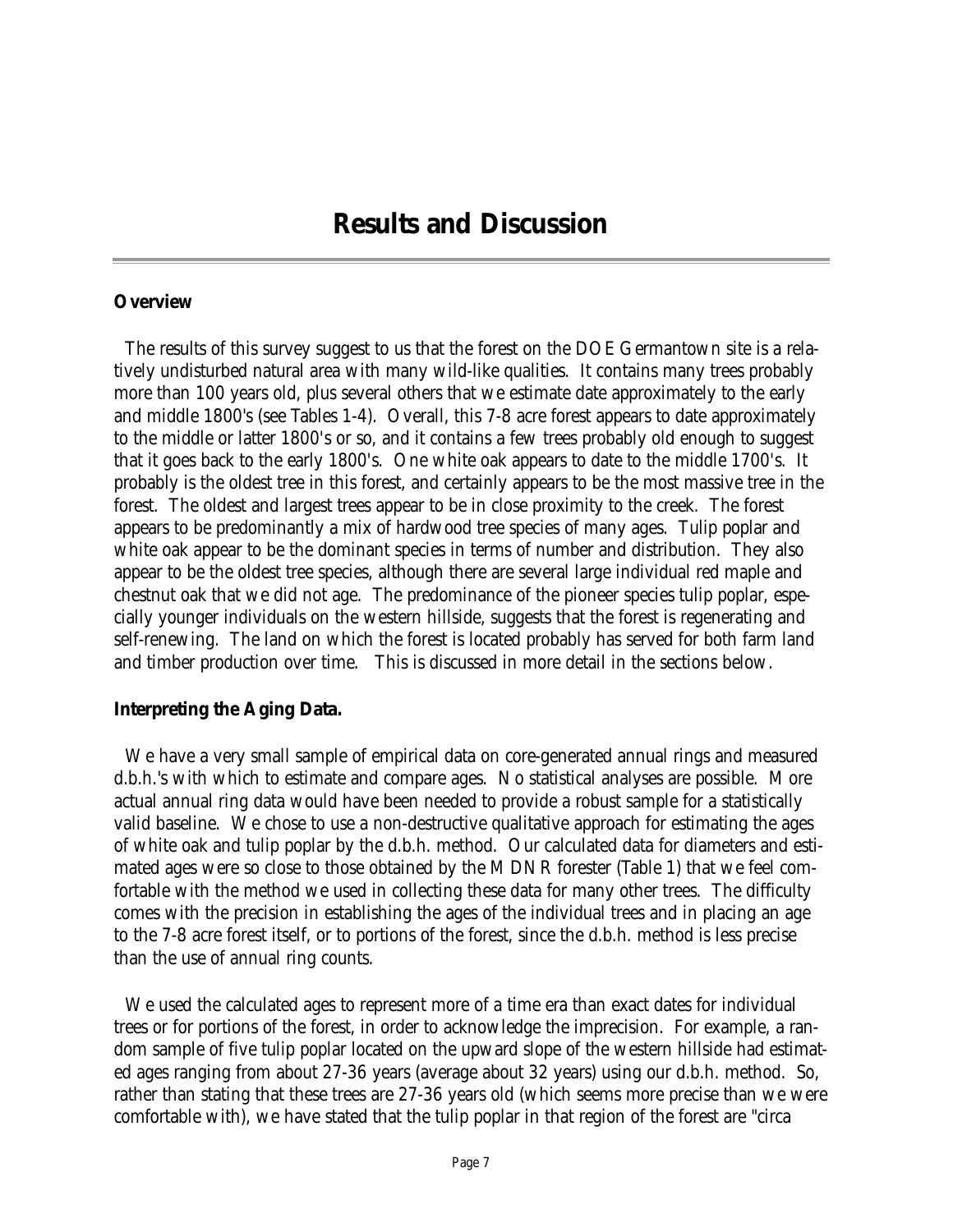# Results and Discussion

**Overview**

The results of this survey suggest to us that the forest on the DOE Germantown site is a relatively undisturbed natural area with many wild-like qualities. It contains many trees probably more than 100 years old, plus several others that we estimate date approximately to the early and middle 1800's (see Tables 1-4). Overall, this 7-8 acre forest appears to date approximately to the middle or latter 1800's or so, and it contains a few trees probably old enough to suggest that it goes back to the early 1800's. One white oak appears to date to the middle 1700's. It probably is the oldest tree in this forest, and certainly appears to be the most massive tree in the forest. The oldest and largest trees appear to be in close proximity to the creek. The forest appears to be predominantly a mix of hardwood tree species of many ages. Tulip poplar and white oak appear to be the dominant species in terms of number and distribution. They also appear to be the oldest tree species, although there are several large individual red maple and chestnut oak that we did not age. The predominance of the pioneer species tulip poplar, especially younger individuals on the western hillside, suggests that the forest is regenerating and self-renewing. The land on which the forest is located probably has served for both farm land and timber production over time. This is discussed in more detail in the sections below.

**Interpreting the Aging Data.**

We have a very small sample of empirical data on core-generated annual rings and measured d.b.h.'s with which to estimate and compare ages. No statistical analyses are possible. More actual annual ring data would have been needed to provide a robust sample for a statistically valid baseline. We chose to use a non-destructive qualitative approach for estimating the ages of white oak and tulip poplar by the d.b.h. method. Our calculated data for diameters and estimated ages were so close to those obtained by the MDNR forester (Table 1) that we feel comfortable with the method we used in collecting these data for many other trees. The difficulty comes with the precision in establishing the ages of the individual trees and in placing an age to the 7-8 acre forest itself, or to portions of the forest, since the d.b.h. method is less precise than the use of annual ring counts.

We used the calculated ages to represent more of a time era than exact dates for individual trees or for portions of the forest, in order to acknowledge the imprecision. For example, a random sample of five tulip poplar located on the upward slope of the western hillside had estimated ages ranging from about 27-36 years (average about 32 years) using our d.b.h. method. So, rather than stating that these trees are 27-36 years old (which seems more precise than we were comfortable with), we have stated that the tulip poplar in that region of the forest are "circa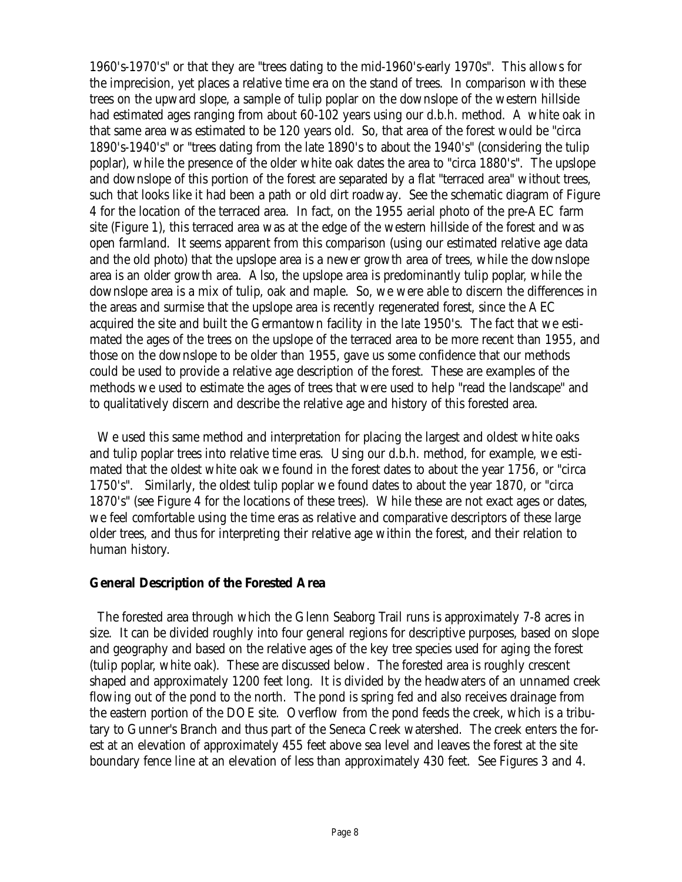1960's-1970's" or that they are "trees dating to the mid-1960's-early 1970s". This allows for the imprecision, yet places a relative time era on the stand of trees. In comparison with these trees on the upward slope, a sample of tulip poplar on the downslope of the western hillside had estimated ages ranging from about 60-102 years using our d.b.h. method. A white oak in that same area was estimated to be 120 years old. So, that area of the forest would be "circa 1890's-1940's" or "trees dating from the late 1890's to about the 1940's" (considering the tulip poplar), while the presence of the older white oak dates the area to "circa 1880's". The upslope and downslope of this portion of the forest are separated by a flat "terraced area" without trees, such that looks like it had been a path or old dirt roadway. See the schematic diagram of Figure 4 for the location of the terraced area. In fact, on the 1955 aerial photo of the pre-AEC farm site (Figure 1), this terraced area was at the edge of the western hillside of the forest and was open farmland. It seems apparent from this comparison (using our estimated relative age data and the old photo) that the upslope area is a newer growth area of trees, while the downslope area is an older growth area. Also, the upslope area is predominantly tulip poplar, while the downslope area is a mix of tulip, oak and maple. So, we were able to discern the differences in the areas and surmise that the upslope area is recently regenerated forest, since the AEC acquired the site and built the Germantown facility in the late 1950's. The fact that we estimated the ages of the trees on the upslope of the terraced area to be more recent than 1955, and those on the downslope to be older than 1955, gave us some confidence that our methods could be used to provide a relative age description of the forest. These are examples of the methods we used to estimate the ages of trees that were used to help "read the landscape" and to qualitatively discern and describe the relative age and history of this forested area.

We used this same method and interpretation for placing the largest and oldest white oaks and tulip poplar trees into relative time eras. Using our d.b.h. method, for example, we estimated that the oldest white oak we found in the forest dates to about the year 1756, or "circa 1750's". Similarly, the oldest tulip poplar we found dates to about the year 1870, or "circa 1870's" (see Figure 4 for the locations of these trees). While these are not exact ages or dates, we feel comfortable using the time eras as relative and comparative descriptors of these large older trees, and thus for interpreting their relative age within the forest, and their relation to human history.

## General Description of the Forested Area

The forested area through which the Glenn Seaborg Trail runs is approximately 7-8 acres in size. It can be divided roughly into four general regions for descriptive purposes, based on slope and geography and based on the relative ages of the key tree species used for aging the forest (tulip poplar, white oak). These are discussed below. The forested area is roughly crescent shaped and approximately 1200 feet long. It is divided by the headwaters of an unnamed creek flowing out of the pond to the north. The pond is spring fed and also receives drainage from the eastern portion of the DOE site. Overflow from the pond feeds the creek, which is a tributary to Gunner's Branch and thus part of the Seneca Creek watershed. The creek enters the forest at an elevation of approximately 455 feet above sea level and leaves the forest at the site boundary fence line at an elevation of less than approximately 430 feet. See Figures 3 and 4.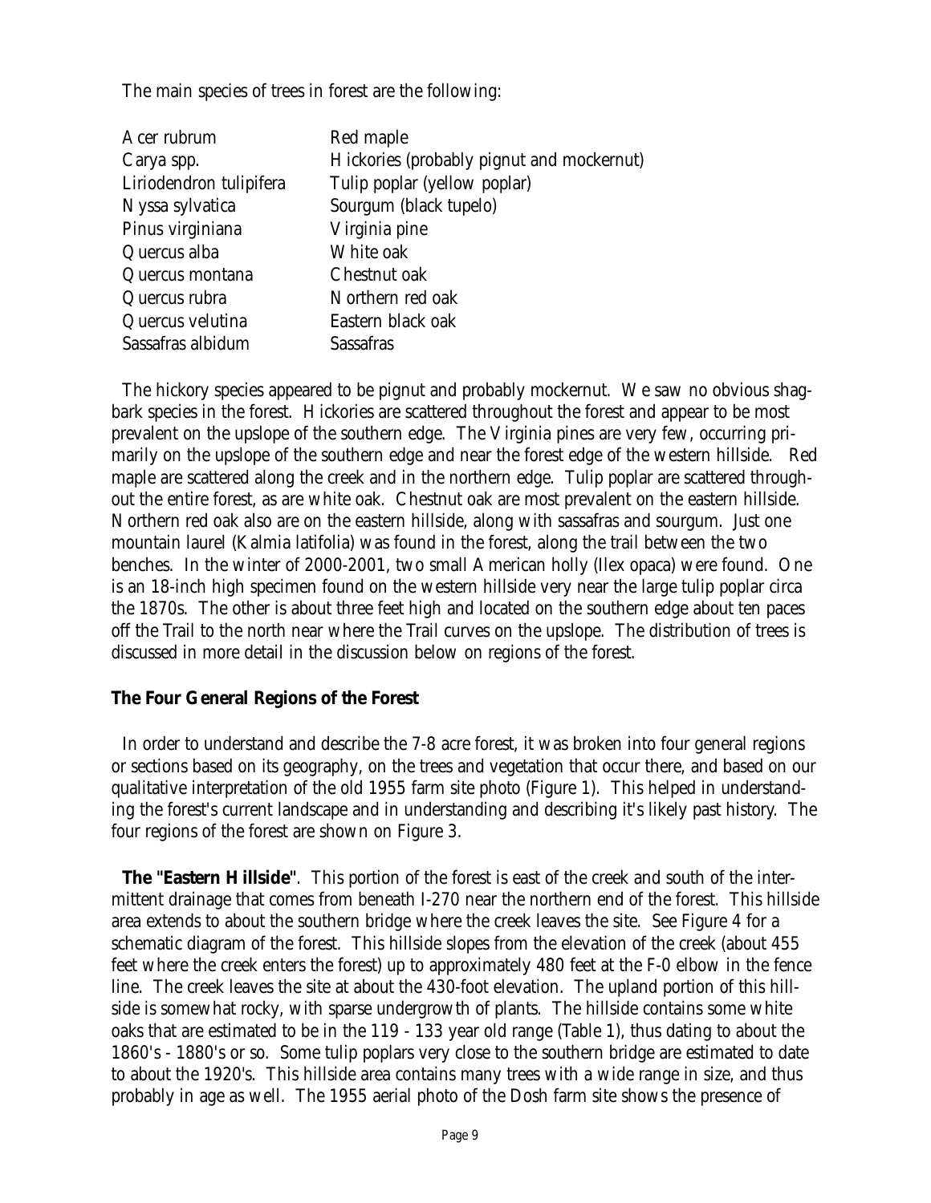The main species of trees in forest are the following:

| | |
|---|---|
| Acer rubrum | Red maple |
| Carya spp. | Hickories (probably pignut and mockernut) |
| Liriodendron tulipifera | Tulip poplar (yellow poplar) |
| Nyssa sylvatica | Sourgum (black tupelo) |
| Pinus virginiana | Virginia pine |
| Quercus alba | White oak |
| Quercus montana | Chestnut oak |
| Quercus rubra | Northern red oak |
| Quercus velutina | Eastern black oak |
| Sassafras albidum | Sassafras |

The hickory species appeared to be pignut and probably mockernut. We saw no obvious shagbark species in the forest. Hickories are scattered throughout the forest and appear to be most prevalent on the upslope of the southern edge. The Virginia pines are very few, occurring primarily on the upslope of the southern edge and near the forest edge of the western hillside. Red maple are scattered along the creek and in the northern edge. Tulip poplar are scattered throughout the entire forest, as are white oak. Chestnut oak are most prevalent on the eastern hillside. Northern red oak also are on the eastern hillside, along with sassafras and sourgum. Just one mountain laurel (Kalmia latifolia) was found in the forest, along the trail between the two benches. In the winter of 2000-2001, two small American holly (Ilex opaca) were found. One is an 18-inch high specimen found on the western hillside very near the large tulip poplar circa the 1870s. The other is about three feet high and located on the southern edge about ten paces off the Trail to the north near where the Trail curves on the upslope. The distribution of trees is discussed in more detail in the discussion below on regions of the forest.

## The Four General Regions of the Forest

In order to understand and describe the 7-8 acre forest, it was broken into four general regions or sections based on its geography, on the trees and vegetation that occur there, and based on our qualitative interpretation of the old 1955 farm site photo (Figure 1). This helped in understanding the forest's current landscape and in understanding and describing it's likely past history. The four regions of the forest are shown on Figure 3.

**The "Eastern Hillside"**. This portion of the forest is east of the creek and south of the intermittent drainage that comes from beneath I-270 near the northern end of the forest. This hillside area extends to about the southern bridge where the creek leaves the site. See Figure 4 for a schematic diagram of the forest. This hillside slopes from the elevation of the creek (about 455 feet where the creek enters the forest) up to approximately 480 feet at the F-0 elbow in the fence line. The creek leaves the site at about the 430-foot elevation. The upland portion of this hillside is somewhat rocky, with sparse undergrowth of plants. The hillside contains some white oaks that are estimated to be in the 119 - 133 year old range (Table 1), thus dating to about the 1860's - 1880's or so. Some tulip poplars very close to the southern bridge are estimated to date to about the 1920's. This hillside area contains many trees with a wide range in size, and thus probably in age as well. The 1955 aerial photo of the Dosh farm site shows the presence of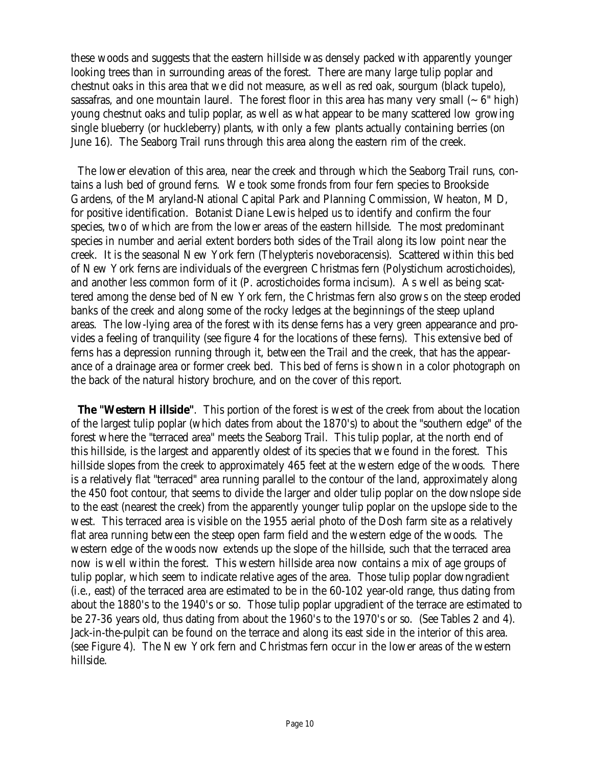these woods and suggests that the eastern hillside was densely packed with apparently younger looking trees than in surrounding areas of the forest. There are many large tulip poplar and chestnut oaks in this area that we did not measure, as well as red oak, sourgum (black tupelo), sassafras, and one mountain laurel. The forest floor in this area has many very small (~ 6" high) young chestnut oaks and tulip poplar, as well as what appear to be many scattered low growing single blueberry (or huckleberry) plants, with only a few plants actually containing berries (on June 16). The Seaborg Trail runs through this area along the eastern rim of the creek.

The lower elevation of this area, near the creek and through which the Seaborg Trail runs, contains a lush bed of ground ferns. We took some fronds from four fern species to Brookside Gardens, of the Maryland-National Capital Park and Planning Commission, Wheaton, MD, for positive identification. Botanist Diane Lewis helped us to identify and confirm the four species, two of which are from the lower areas of the eastern hillside. The most predominant species in number and aerial extent borders both sides of the Trail along its low point near the creek. It is the seasonal New York fern (Thelypteris noveboracensis). Scattered within this bed of New York ferns are individuals of the evergreen Christmas fern (Polystichum acrostichoides), and another less common form of it (P. acrostichoides forma incisum). As well as being scattered among the dense bed of New York fern, the Christmas fern also grows on the steep eroded banks of the creek and along some of the rocky ledges at the beginnings of the steep upland areas. The low-lying area of the forest with its dense ferns has a very green appearance and provides a feeling of tranquility (see figure 4 for the locations of these ferns). This extensive bed of ferns has a depression running through it, between the Trail and the creek, that has the appearance of a drainage area or former creek bed. This bed of ferns is shown in a color photograph on the back of the natural history brochure, and on the cover of this report.

**The "Western Hillside"**. This portion of the forest is west of the creek from about the location of the largest tulip poplar (which dates from about the 1870's) to about the "southern edge" of the forest where the "terraced area" meets the Seaborg Trail. This tulip poplar, at the north end of this hillside, is the largest and apparently oldest of its species that we found in the forest. This hillside slopes from the creek to approximately 465 feet at the western edge of the woods. There is a relatively flat "terraced" area running parallel to the contour of the land, approximately along the 450 foot contour, that seems to divide the larger and older tulip poplar on the downslope side to the east (nearest the creek) from the apparently younger tulip poplar on the upslope side to the west. This terraced area is visible on the 1955 aerial photo of the Dosh farm site as a relatively flat area running between the steep open farm field and the western edge of the woods. The western edge of the woods now extends up the slope of the hillside, such that the terraced area now is well within the forest. This western hillside area now contains a mix of age groups of tulip poplar, which seem to indicate relative ages of the area. Those tulip poplar downgradient (i.e., east) of the terraced area are estimated to be in the 60-102 year-old range, thus dating from about the 1880's to the 1940's or so. Those tulip poplar upgradient of the terrace are estimated to be 27-36 years old, thus dating from about the 1960's to the 1970's or so. (See Tables 2 and 4). Jack-in-the-pulpit can be found on the terrace and along its east side in the interior of this area. (see Figure 4). The New York fern and Christmas fern occur in the lower areas of the western hillside.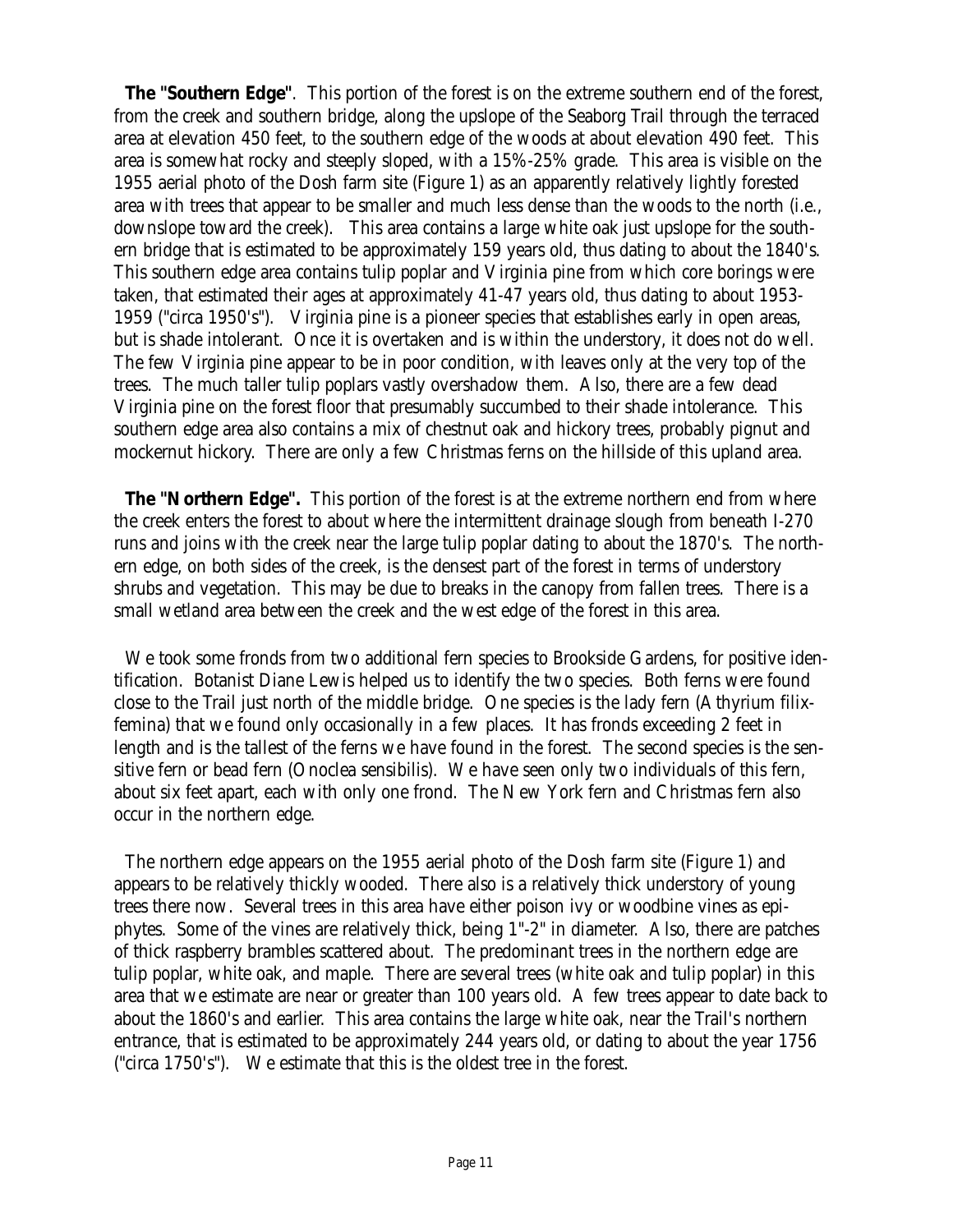**The "Southern Edge"**. This portion of the forest is on the extreme southern end of the forest, from the creek and southern bridge, along the upslope of the Seaborg Trail through the terraced area at elevation 450 feet, to the southern edge of the woods at about elevation 490 feet. This area is somewhat rocky and steeply sloped, with a 15%-25% grade. This area is visible on the 1955 aerial photo of the Dosh farm site (Figure 1) as an apparently relatively lightly forested area with trees that appear to be smaller and much less dense than the woods to the north (i.e., downslope toward the creek). This area contains a large white oak just upslope for the southern bridge that is estimated to be approximately 159 years old, thus dating to about the 1840's. This southern edge area contains tulip poplar and Virginia pine from which core borings were taken, that estimated their ages at approximately 41-47 years old, thus dating to about 1953-1959 ("circa 1950's"). Virginia pine is a pioneer species that establishes early in open areas, but is shade intolerant. Once it is overtaken and is within the understory, it does not do well. The few Virginia pine appear to be in poor condition, with leaves only at the very top of the trees. The much taller tulip poplars vastly overshadow them. Also, there are a few dead Virginia pine on the forest floor that presumably succumbed to their shade intolerance. This southern edge area also contains a mix of chestnut oak and hickory trees, probably pignut and mockernut hickory. There are only a few Christmas ferns on the hillside of this upland area.

**The "Northern Edge".** This portion of the forest is at the extreme northern end from where the creek enters the forest to about where the intermittent drainage slough from beneath I-270 runs and joins with the creek near the large tulip poplar dating to about the 1870's. The northern edge, on both sides of the creek, is the densest part of the forest in terms of understory shrubs and vegetation. This may be due to breaks in the canopy from fallen trees. There is a small wetland area between the creek and the west edge of the forest in this area.

We took some fronds from two additional fern species to Brookside Gardens, for positive identification. Botanist Diane Lewis helped us to identify the two species. Both ferns were found close to the Trail just north of the middle bridge. One species is the lady fern (Athyrium filix-femina) that we found only occasionally in a few places. It has fronds exceeding 2 feet in length and is the tallest of the ferns we have found in the forest. The second species is the sensitive fern or bead fern (Onoclea sensibilis). We have seen only two individuals of this fern, about six feet apart, each with only one frond. The New York fern and Christmas fern also occur in the northern edge.

The northern edge appears on the 1955 aerial photo of the Dosh farm site (Figure 1) and appears to be relatively thickly wooded. There also is a relatively thick understory of young trees there now. Several trees in this area have either poison ivy or woodbine vines as epiphytes. Some of the vines are relatively thick, being 1"-2" in diameter. Also, there are patches of thick raspberry brambles scattered about. The predominant trees in the northern edge are tulip poplar, white oak, and maple. There are several trees (white oak and tulip poplar) in this area that we estimate are near or greater than 100 years old. A few trees appear to date back to about the 1860's and earlier. This area contains the large white oak, near the Trail's northern entrance, that is estimated to be approximately 244 years old, or dating to about the year 1756 ("circa 1750's"). We estimate that this is the oldest tree in the forest.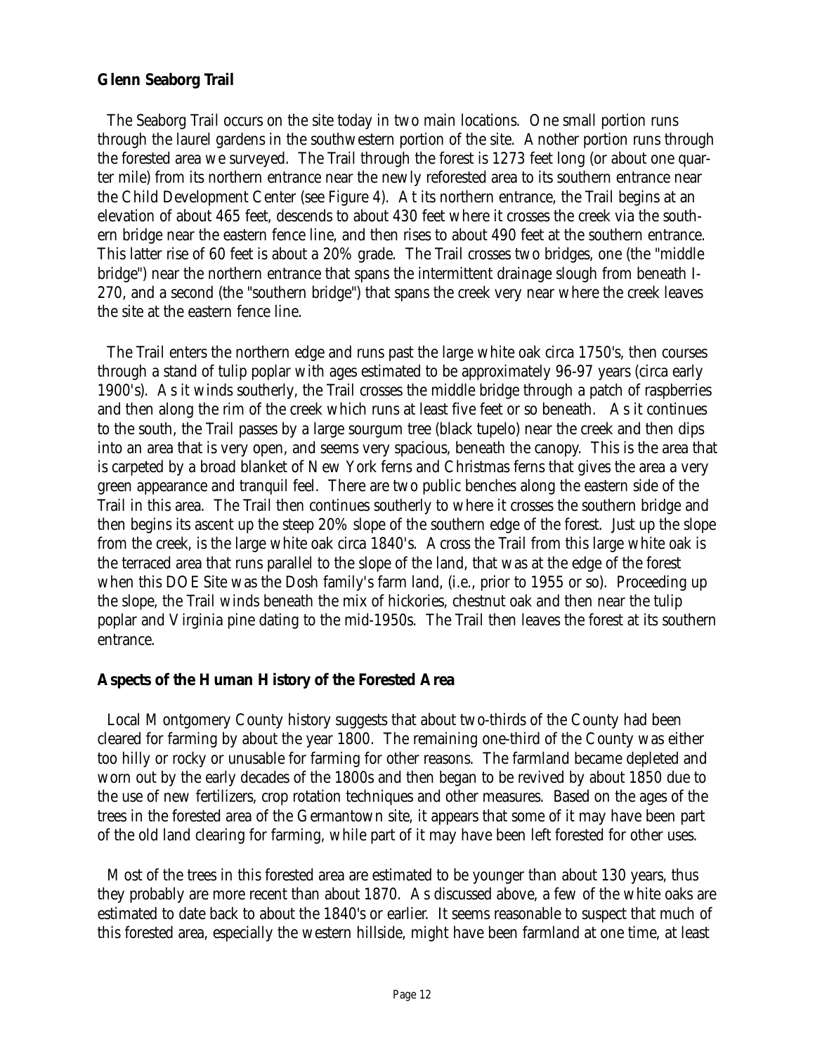## Glenn Seaborg Trail

The Seaborg Trail occurs on the site today in two main locations. One small portion runs through the laurel gardens in the southwestern portion of the site. Another portion runs through the forested area we surveyed. The Trail through the forest is 1273 feet long (or about one quarter mile) from its northern entrance near the newly reforested area to its southern entrance near the Child Development Center (see Figure 4). At its northern entrance, the Trail begins at an elevation of about 465 feet, descends to about 430 feet where it crosses the creek via the southern bridge near the eastern fence line, and then rises to about 490 feet at the southern entrance. This latter rise of 60 feet is about a 20% grade. The Trail crosses two bridges, one (the "middle bridge") near the northern entrance that spans the intermittent drainage slough from beneath I-270, and a second (the "southern bridge") that spans the creek very near where the creek leaves the site at the eastern fence line.

The Trail enters the northern edge and runs past the large white oak circa 1750's, then courses through a stand of tulip poplar with ages estimated to be approximately 96-97 years (circa early 1900's). As it winds southerly, the Trail crosses the middle bridge through a patch of raspberries and then along the rim of the creek which runs at least five feet or so beneath. As it continues to the south, the Trail passes by a large sourgum tree (black tupelo) near the creek and then dips into an area that is very open, and seems very spacious, beneath the canopy. This is the area that is carpeted by a broad blanket of New York ferns and Christmas ferns that gives the area a very green appearance and tranquil feel. There are two public benches along the eastern side of the Trail in this area. The Trail then continues southerly to where it crosses the southern bridge and then begins its ascent up the steep 20% slope of the southern edge of the forest. Just up the slope from the creek, is the large white oak circa 1840's. Across the Trail from this large white oak is the terraced area that runs parallel to the slope of the land, that was at the edge of the forest when this DOE Site was the Dosh family's farm land, (i.e., prior to 1955 or so). Proceeding up the slope, the Trail winds beneath the mix of hickories, chestnut oak and then near the tulip poplar and Virginia pine dating to the mid-1950s. The Trail then leaves the forest at its southern entrance.

## Aspects of the Human History of the Forested Area

Local Montgomery County history suggests that about two-thirds of the County had been cleared for farming by about the year 1800. The remaining one-third of the County was either too hilly or rocky or unusable for farming for other reasons. The farmland became depleted and worn out by the early decades of the 1800s and then began to be revived by about 1850 due to the use of new fertilizers, crop rotation techniques and other measures. Based on the ages of the trees in the forested area of the Germantown site, it appears that some of it may have been part of the old land clearing for farming, while part of it may have been left forested for other uses.

Most of the trees in this forested area are estimated to be younger than about 130 years, thus they probably are more recent than about 1870. As discussed above, a few of the white oaks are estimated to date back to about the 1840's or earlier. It seems reasonable to suspect that much of this forested area, especially the western hillside, might have been farmland at one time, at least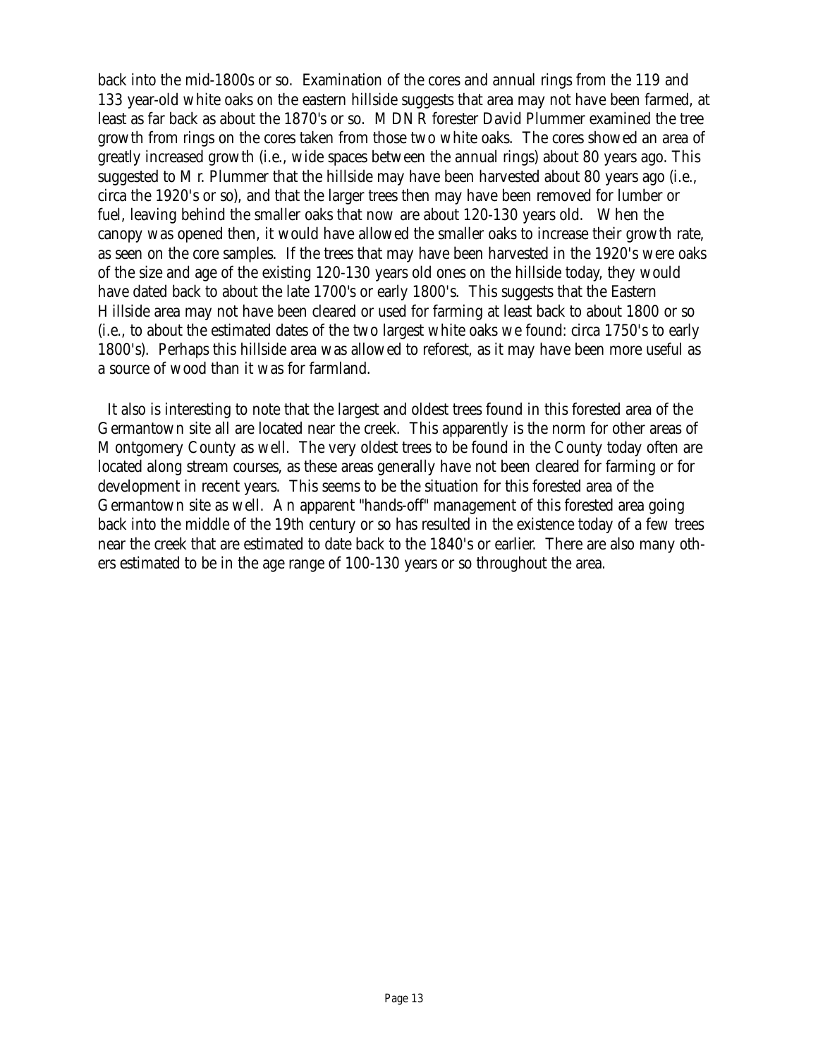back into the mid-1800s or so. Examination of the cores and annual rings from the 119 and 133 year-old white oaks on the eastern hillside suggests that area may not have been farmed, at least as far back as about the 1870's or so. MDNR forester David Plummer examined the tree growth from rings on the cores taken from those two white oaks. The cores showed an area of greatly increased growth (i.e., wide spaces between the annual rings) about 80 years ago. This suggested to Mr. Plummer that the hillside may have been harvested about 80 years ago (i.e., circa the 1920's or so), and that the larger trees then may have been removed for lumber or fuel, leaving behind the smaller oaks that now are about 120-130 years old. When the canopy was opened then, it would have allowed the smaller oaks to increase their growth rate, as seen on the core samples. If the trees that may have been harvested in the 1920's were oaks of the size and age of the existing 120-130 years old ones on the hillside today, they would have dated back to about the late 1700's or early 1800's. This suggests that the Eastern Hillside area may not have been cleared or used for farming at least back to about 1800 or so (i.e., to about the estimated dates of the two largest white oaks we found: circa 1750's to early 1800's). Perhaps this hillside area was allowed to reforest, as it may have been more useful as a source of wood than it was for farmland.

It also is interesting to note that the largest and oldest trees found in this forested area of the Germantown site all are located near the creek. This apparently is the norm for other areas of Montgomery County as well. The very oldest trees to be found in the County today often are located along stream courses, as these areas generally have not been cleared for farming or for development in recent years. This seems to be the situation for this forested area of the Germantown site as well. An apparent "hands-off" management of this forested area going back into the middle of the 19th century or so has resulted in the existence today of a few trees near the creek that are estimated to date back to the 1840's or earlier. There are also many others estimated to be in the age range of 100-130 years or so throughout the area.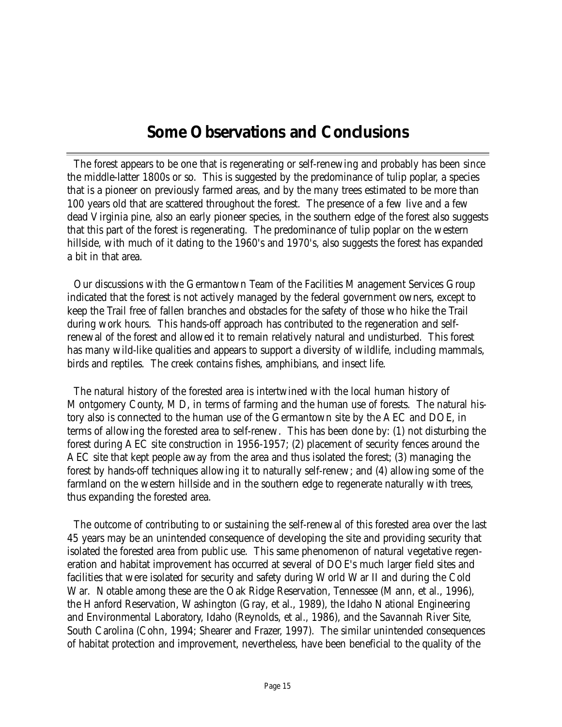# Some Observations and Conclusions

The forest appears to be one that is regenerating or self-renewing and probably has been since the middle-latter 1800s or so. This is suggested by the predominance of tulip poplar, a species that is a pioneer on previously farmed areas, and by the many trees estimated to be more than 100 years old that are scattered throughout the forest. The presence of a few live and a few dead Virginia pine, also an early pioneer species, in the southern edge of the forest also suggests that this part of the forest is regenerating. The predominance of tulip poplar on the western hillside, with much of it dating to the 1960's and 1970's, also suggests the forest has expanded a bit in that area.

Our discussions with the Germantown Team of the Facilities Management Services Group indicated that the forest is not actively managed by the federal government owners, except to keep the Trail free of fallen branches and obstacles for the safety of those who hike the Trail during work hours. This hands-off approach has contributed to the regeneration and self-renewal of the forest and allowed it to remain relatively natural and undisturbed. This forest has many wild-like qualities and appears to support a diversity of wildlife, including mammals, birds and reptiles. The creek contains fishes, amphibians, and insect life.

The natural history of the forested area is intertwined with the local human history of Montgomery County, MD, in terms of farming and the human use of forests. The natural history also is connected to the human use of the Germantown site by the AEC and DOE, in terms of allowing the forested area to self-renew. This has been done by: (1) not disturbing the forest during AEC site construction in 1956-1957; (2) placement of security fences around the AEC site that kept people away from the area and thus isolated the forest; (3) managing the forest by hands-off techniques allowing it to naturally self-renew; and (4) allowing some of the farmland on the western hillside and in the southern edge to regenerate naturally with trees, thus expanding the forested area.

The outcome of contributing to or sustaining the self-renewal of this forested area over the last 45 years may be an unintended consequence of developing the site and providing security that isolated the forested area from public use. This same phenomenon of natural vegetative regeneration and habitat improvement has occurred at several of DOE's much larger field sites and facilities that were isolated for security and safety during World War II and during the Cold War. Notable among these are the Oak Ridge Reservation, Tennessee (Mann, et al., 1996), the Hanford Reservation, Washington (Gray, et al., 1989), the Idaho National Engineering and Environmental Laboratory, Idaho (Reynolds, et al., 1986), and the Savannah River Site, South Carolina (Cohn, 1994; Shearer and Frazer, 1997). The similar unintended consequences of habitat protection and improvement, nevertheless, have been beneficial to the quality of the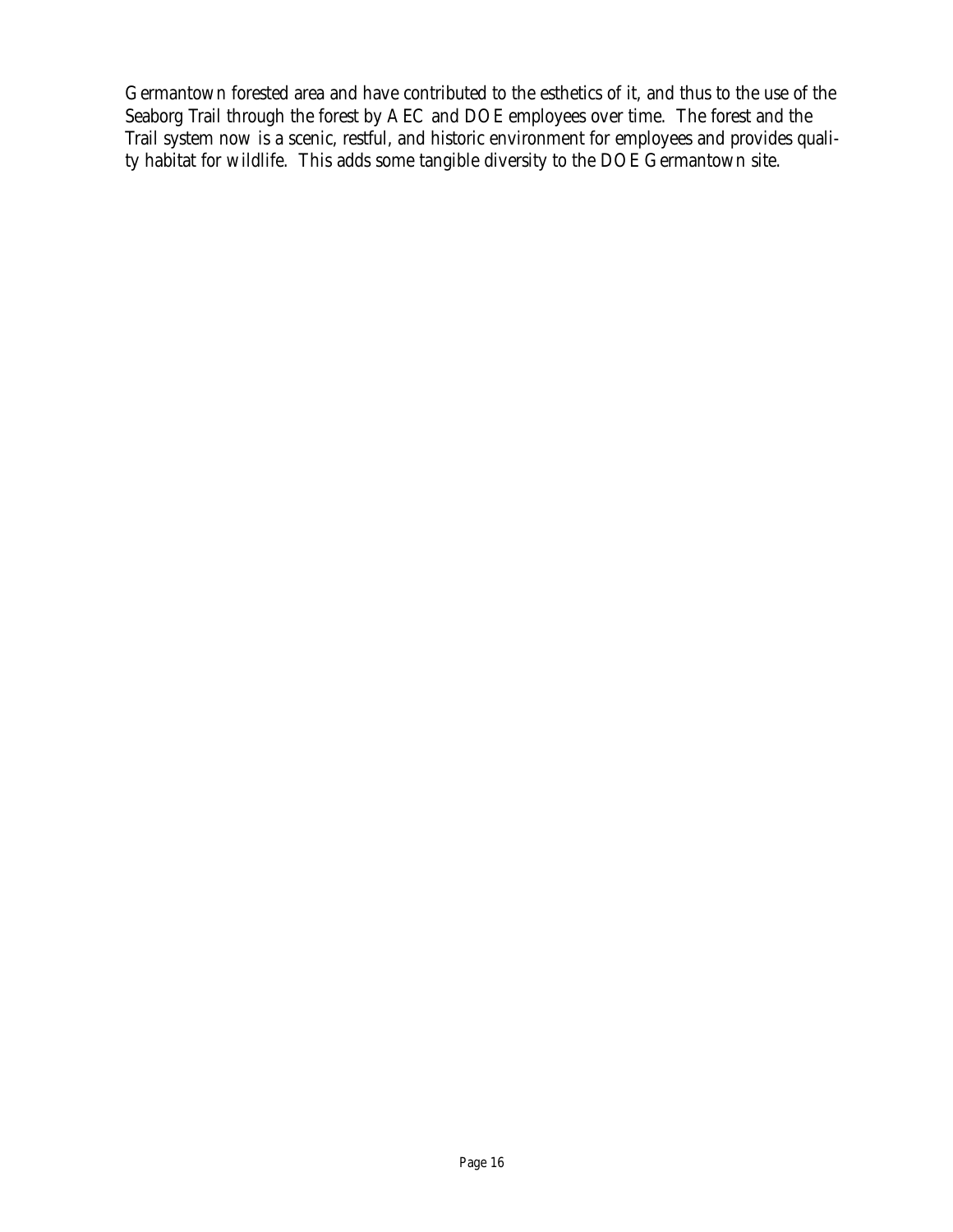Germantown forested area and have contributed to the esthetics of it, and thus to the use of the Seaborg Trail through the forest by AEC and DOE employees over time. The forest and the Trail system now is a scenic, restful, and historic environment for employees and provides quality habitat for wildlife. This adds some tangible diversity to the DOE Germantown site.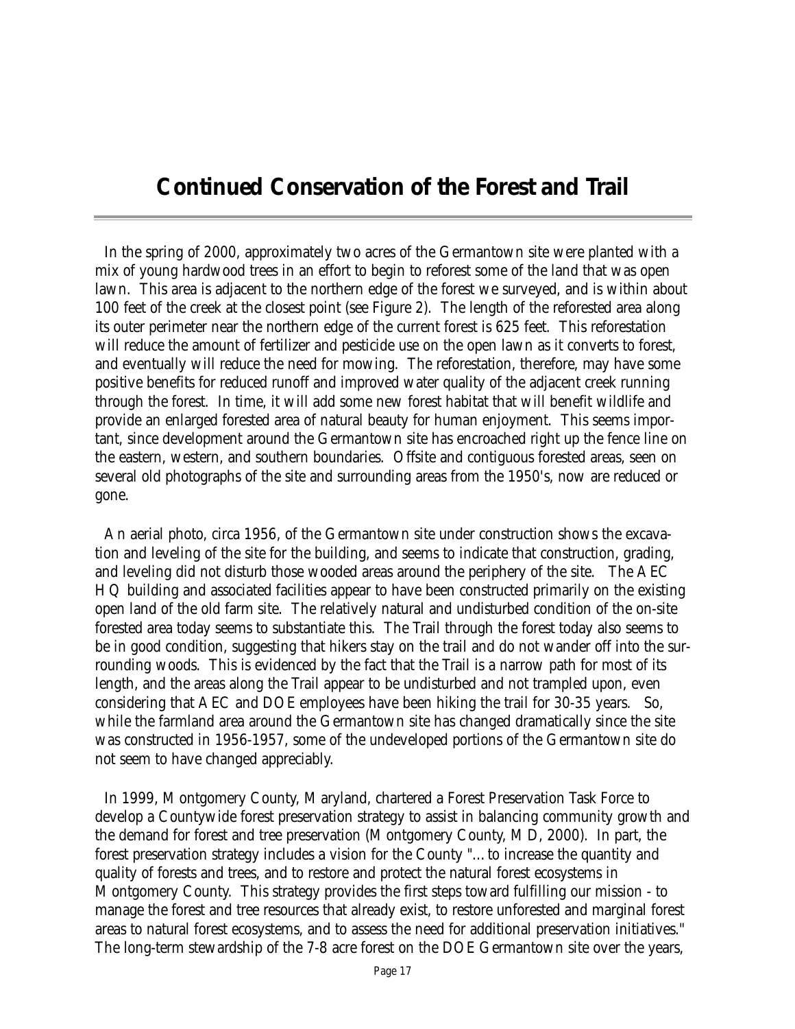# Continued Conservation of the Forest and Trail

In the spring of 2000, approximately two acres of the Germantown site were planted with a mix of young hardwood trees in an effort to begin to reforest some of the land that was open lawn. This area is adjacent to the northern edge of the forest we surveyed, and is within about 100 feet of the creek at the closest point (see Figure 2). The length of the reforested area along its outer perimeter near the northern edge of the current forest is 625 feet. This reforestation will reduce the amount of fertilizer and pesticide use on the open lawn as it converts to forest, and eventually will reduce the need for mowing. The reforestation, therefore, may have some positive benefits for reduced runoff and improved water quality of the adjacent creek running through the forest. In time, it will add some new forest habitat that will benefit wildlife and provide an enlarged forested area of natural beauty for human enjoyment. This seems important, since development around the Germantown site has encroached right up the fence line on the eastern, western, and southern boundaries. Offsite and contiguous forested areas, seen on several old photographs of the site and surrounding areas from the 1950's, now are reduced or gone.

An aerial photo, circa 1956, of the Germantown site under construction shows the excavation and leveling of the site for the building, and seems to indicate that construction, grading, and leveling did not disturb those wooded areas around the periphery of the site. The AEC HQ building and associated facilities appear to have been constructed primarily on the existing open land of the old farm site. The relatively natural and undisturbed condition of the on-site forested area today seems to substantiate this. The Trail through the forest today also seems to be in good condition, suggesting that hikers stay on the trail and do not wander off into the surrounding woods. This is evidenced by the fact that the Trail is a narrow path for most of its length, and the areas along the Trail appear to be undisturbed and not trampled upon, even considering that AEC and DOE employees have been hiking the trail for 30-35 years. So, while the farmland area around the Germantown site has changed dramatically since the site was constructed in 1956-1957, some of the undeveloped portions of the Germantown site do not seem to have changed appreciably.

In 1999, Montgomery County, Maryland, chartered a Forest Preservation Task Force to develop a Countywide forest preservation strategy to assist in balancing community growth and the demand for forest and tree preservation (Montgomery County, MD, 2000). In part, the forest preservation strategy includes a vision for the County "...to increase the quantity and quality of forests and trees, and to restore and protect the natural forest ecosystems in Montgomery County. This strategy provides the first steps toward fulfilling our mission - to manage the forest and tree resources that already exist, to restore unforested and marginal forest areas to natural forest ecosystems, and to assess the need for additional preservation initiatives." The long-term stewardship of the 7-8 acre forest on the DOE Germantown site over the years,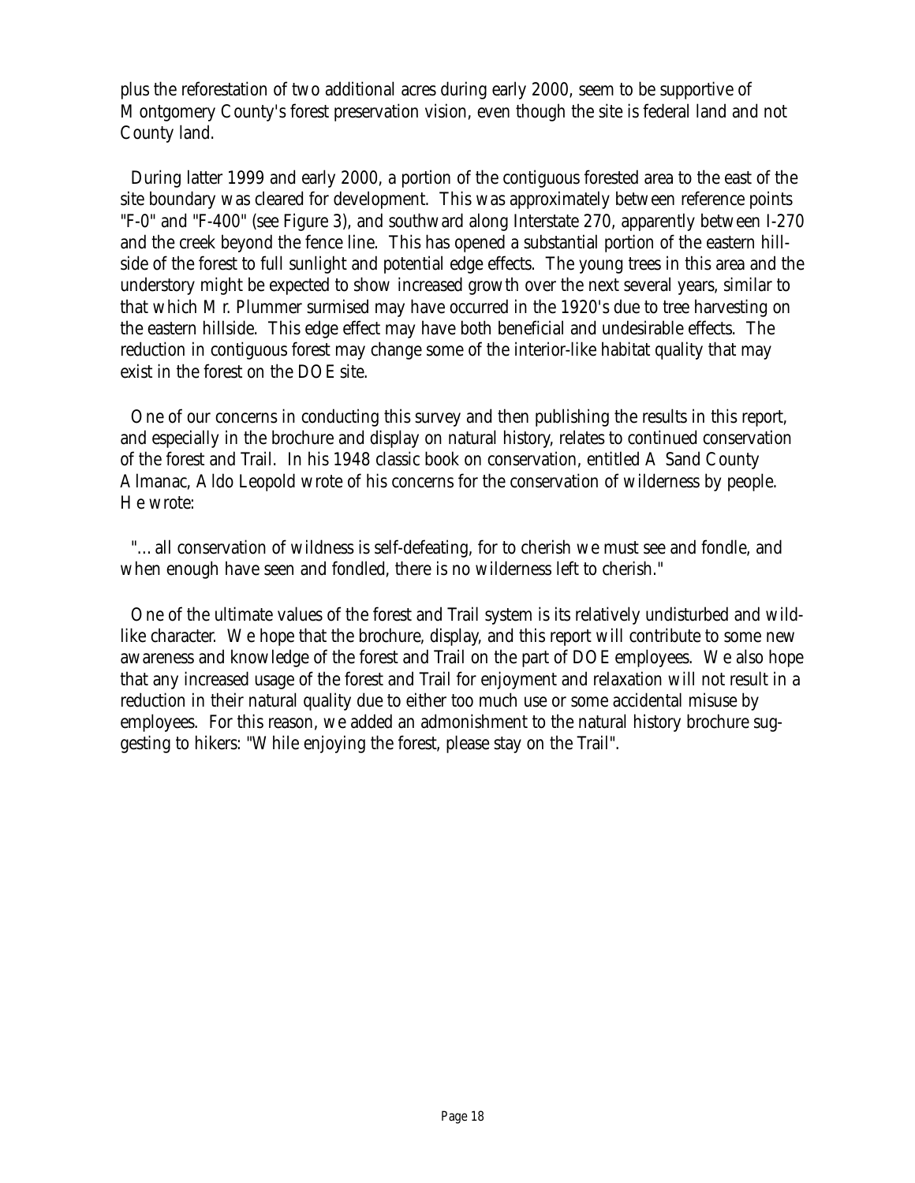plus the reforestation of two additional acres during early 2000, seem to be supportive of Montgomery County's forest preservation vision, even though the site is federal land and not County land.

During latter 1999 and early 2000, a portion of the contiguous forested area to the east of the site boundary was cleared for development. This was approximately between reference points "F-0" and "F-400" (see Figure 3), and southward along Interstate 270, apparently between I-270 and the creek beyond the fence line. This has opened a substantial portion of the eastern hill-side of the forest to full sunlight and potential edge effects. The young trees in this area and the understory might be expected to show increased growth over the next several years, similar to that which Mr. Plummer surmised may have occurred in the 1920's due to tree harvesting on the eastern hillside. This edge effect may have both beneficial and undesirable effects. The reduction in contiguous forest may change some of the interior-like habitat quality that may exist in the forest on the DOE site.

One of our concerns in conducting this survey and then publishing the results in this report, and especially in the brochure and display on natural history, relates to continued conservation of the forest and Trail. In his 1948 classic book on conservation, entitled A Sand County Almanac, Aldo Leopold wrote of his concerns for the conservation of wilderness by people. He wrote:

"...all conservation of wildness is self-defeating, for to cherish we must see and fondle, and when enough have seen and fondled, there is no wilderness left to cherish."

One of the ultimate values of the forest and Trail system is its relatively undisturbed and wild-like character. We hope that the brochure, display, and this report will contribute to some new awareness and knowledge of the forest and Trail on the part of DOE employees. We also hope that any increased usage of the forest and Trail for enjoyment and relaxation will not result in a reduction in their natural quality due to either too much use or some accidental misuse by employees. For this reason, we added an admonishment to the natural history brochure suggesting to hikers: "While enjoying the forest, please stay on the Trail".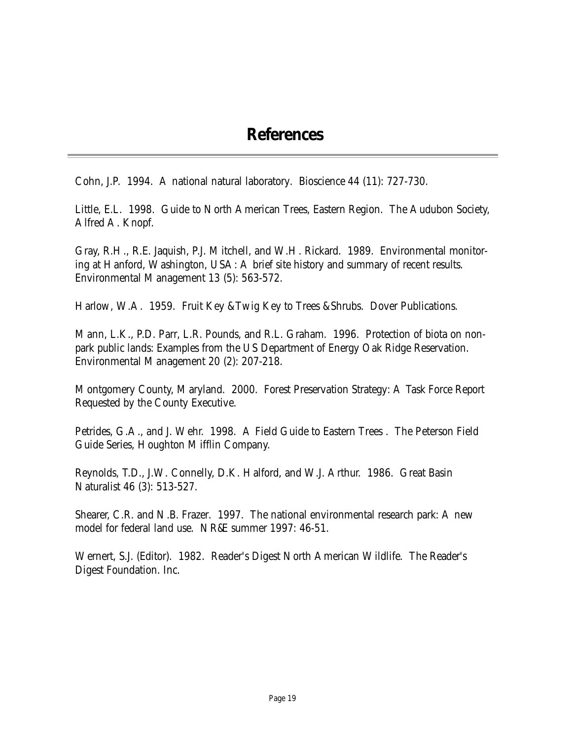# References

Cohn, J.P. 1994. A national natural laboratory. Bioscience 44 (11): 727-730.

Little, E.L. 1998. Guide to North American Trees, Eastern Region. The Audubon Society, Alfred A. Knopf.

Gray, R.H., R.E. Jaquish, P.J. Mitchell, and W.H. Rickard. 1989. Environmental monitoring at Hanford, Washington, USA: A brief site history and summary of recent results. Environmental Management 13 (5): 563-572.

Harlow, W.A. 1959. Fruit Key & Twig Key to Trees & Shrubs. Dover Publications.

Mann, L.K., P.D. Parr, L.R. Pounds, and R.L. Graham. 1996. Protection of biota on non-park public lands: Examples from the US Department of Energy Oak Ridge Reservation. Environmental Management 20 (2): 207-218.

Montgomery County, Maryland. 2000. Forest Preservation Strategy: A Task Force Report Requested by the County Executive.

Petrides, G.A., and J. Wehr. 1998. A Field Guide to Eastern Trees . The Peterson Field Guide Series, Houghton Mifflin Company.

Reynolds, T.D., J.W. Connelly, D.K. Halford, and W.J. Arthur. 1986. Great Basin Naturalist 46 (3): 513-527.

Shearer, C.R. and N.B. Frazer. 1997. The national environmental research park: A new model for federal land use. NR&E summer 1997: 46-51.

Wernert, S.J. (Editor). 1982. Reader's Digest North American Wildlife. The Reader's Digest Foundation. Inc.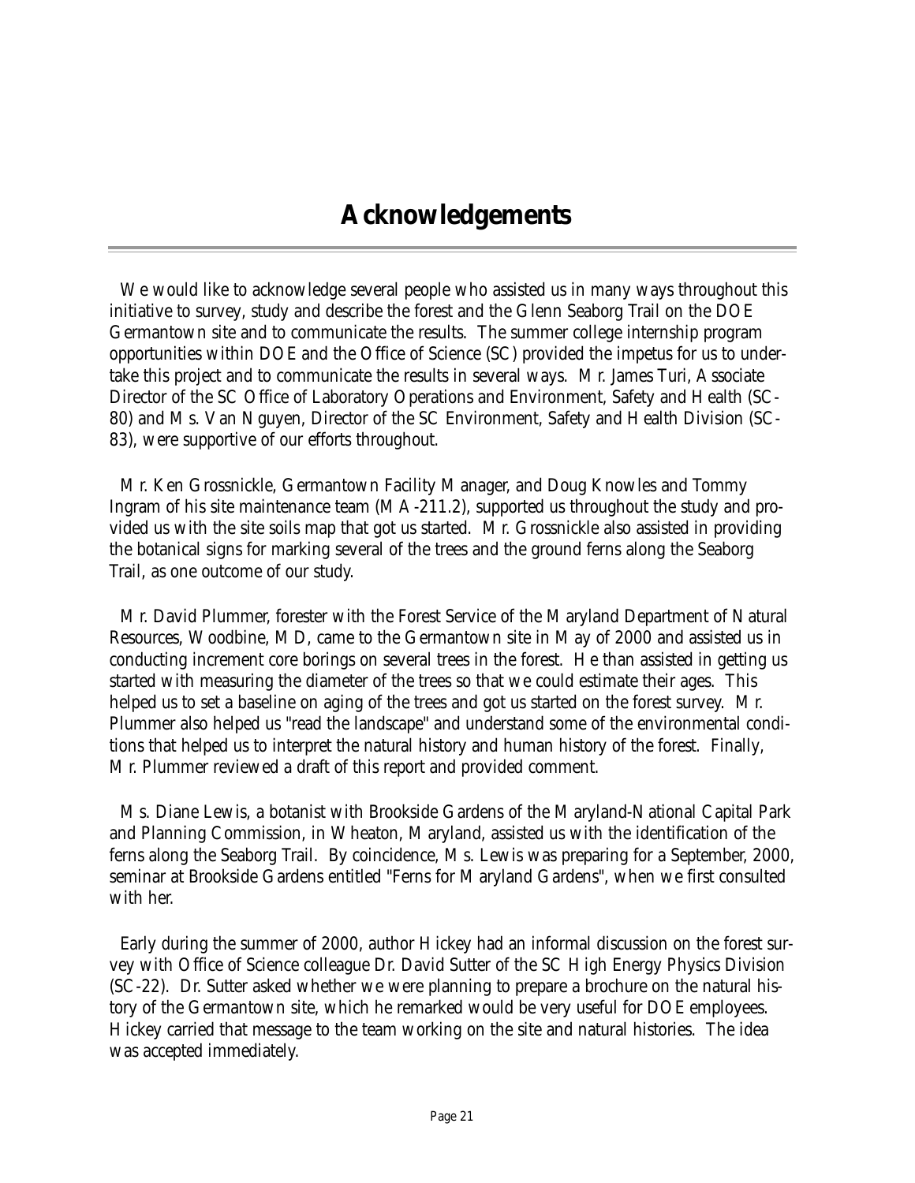# Acknowledgements

We would like to acknowledge several people who assisted us in many ways throughout this initiative to survey, study and describe the forest and the Glenn Seaborg Trail on the DOE Germantown site and to communicate the results. The summer college internship program opportunities within DOE and the Office of Science (SC) provided the impetus for us to undertake this project and to communicate the results in several ways. Mr. James Turi, Associate Director of the SC Office of Laboratory Operations and Environment, Safety and Health (SC-80) and Ms. Van Nguyen, Director of the SC Environment, Safety and Health Division (SC-83), were supportive of our efforts throughout.

Mr. Ken Grossnickle, Germantown Facility Manager, and Doug Knowles and Tommy Ingram of his site maintenance team (MA-211.2), supported us throughout the study and provided us with the site soils map that got us started. Mr. Grossnickle also assisted in providing the botanical signs for marking several of the trees and the ground ferns along the Seaborg Trail, as one outcome of our study.

Mr. David Plummer, forester with the Forest Service of the Maryland Department of Natural Resources, Woodbine, MD, came to the Germantown site in May of 2000 and assisted us in conducting increment core borings on several trees in the forest. He than assisted in getting us started with measuring the diameter of the trees so that we could estimate their ages. This helped us to set a baseline on aging of the trees and got us started on the forest survey. Mr. Plummer also helped us "read the landscape" and understand some of the environmental conditions that helped us to interpret the natural history and human history of the forest. Finally, Mr. Plummer reviewed a draft of this report and provided comment.

Ms. Diane Lewis, a botanist with Brookside Gardens of the Maryland-National Capital Park and Planning Commission, in Wheaton, Maryland, assisted us with the identification of the ferns along the Seaborg Trail. By coincidence, Ms. Lewis was preparing for a September, 2000, seminar at Brookside Gardens entitled "Ferns for Maryland Gardens", when we first consulted with her.

Early during the summer of 2000, author Hickey had an informal discussion on the forest survey with Office of Science colleague Dr. David Sutter of the SC High Energy Physics Division (SC-22). Dr. Sutter asked whether we were planning to prepare a brochure on the natural history of the Germantown site, which he remarked would be very useful for DOE employees. Hickey carried that message to the team working on the site and natural histories. The idea was accepted immediately.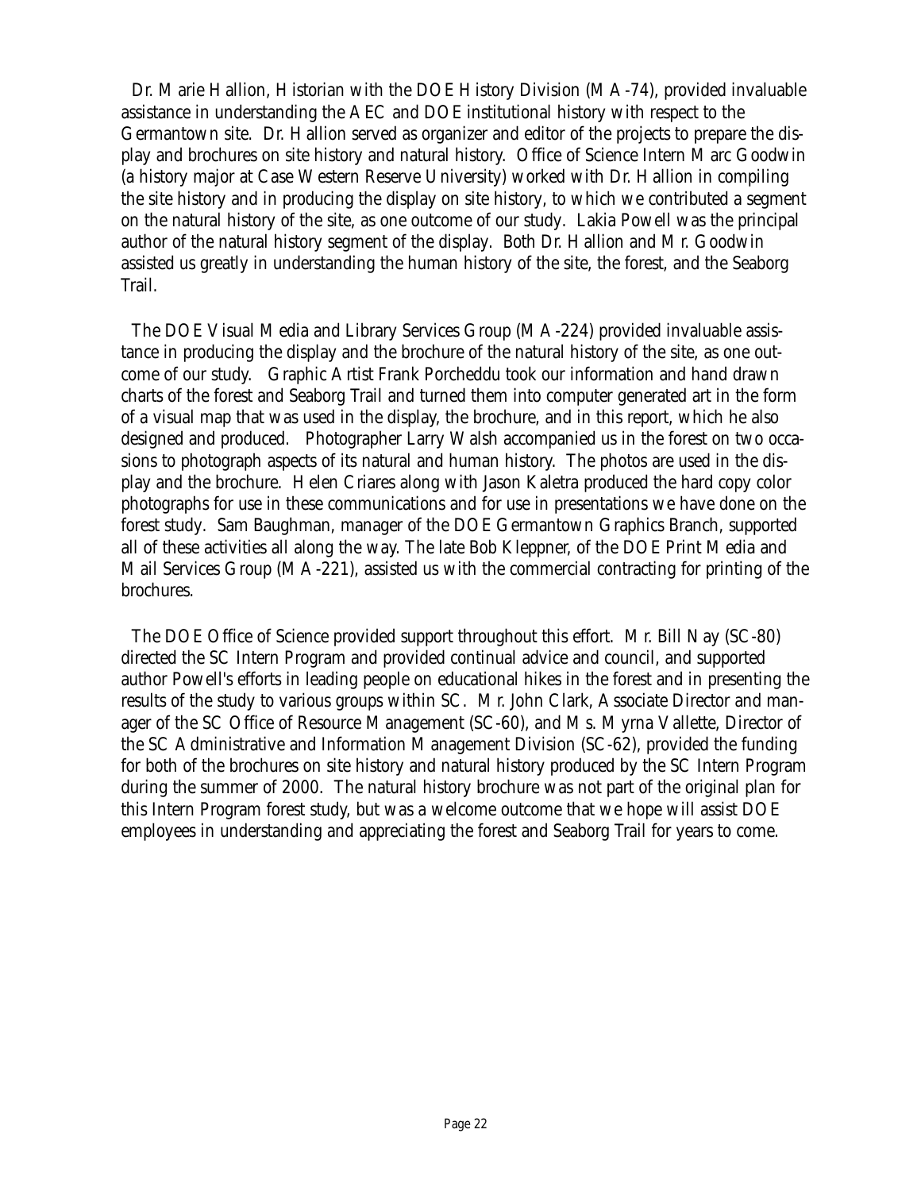Dr. Marie Hallion, Historian with the DOE History Division (MA-74), provided invaluable assistance in understanding the AEC and DOE institutional history with respect to the Germantown site. Dr. Hallion served as organizer and editor of the projects to prepare the display and brochures on site history and natural history. Office of Science Intern Marc Goodwin (a history major at Case Western Reserve University) worked with Dr. Hallion in compiling the site history and in producing the display on site history, to which we contributed a segment on the natural history of the site, as one outcome of our study. Lakia Powell was the principal author of the natural history segment of the display. Both Dr. Hallion and Mr. Goodwin assisted us greatly in understanding the human history of the site, the forest, and the Seaborg Trail.

The DOE Visual Media and Library Services Group (MA-224) provided invaluable assistance in producing the display and the brochure of the natural history of the site, as one outcome of our study. Graphic Artist Frank Porcheddu took our information and hand drawn charts of the forest and Seaborg Trail and turned them into computer generated art in the form of a visual map that was used in the display, the brochure, and in this report, which he also designed and produced. Photographer Larry Walsh accompanied us in the forest on two occasions to photograph aspects of its natural and human history. The photos are used in the display and the brochure. Helen Criares along with Jason Kaletra produced the hard copy color photographs for use in these communications and for use in presentations we have done on the forest study. Sam Baughman, manager of the DOE Germantown Graphics Branch, supported all of these activities all along the way. The late Bob Kleppner, of the DOE Print Media and Mail Services Group (MA-221), assisted us with the commercial contracting for printing of the brochures.

The DOE Office of Science provided support throughout this effort. Mr. Bill Nay (SC-80) directed the SC Intern Program and provided continual advice and council, and supported author Powell's efforts in leading people on educational hikes in the forest and in presenting the results of the study to various groups within SC. Mr. John Clark, Associate Director and manager of the SC Office of Resource Management (SC-60), and Ms. Myrna Vallette, Director of the SC Administrative and Information Management Division (SC-62), provided the funding for both of the brochures on site history and natural history produced by the SC Intern Program during the summer of 2000. The natural history brochure was not part of the original plan for this Intern Program forest study, but was a welcome outcome that we hope will assist DOE employees in understanding and appreciating the forest and Seaborg Trail for years to come.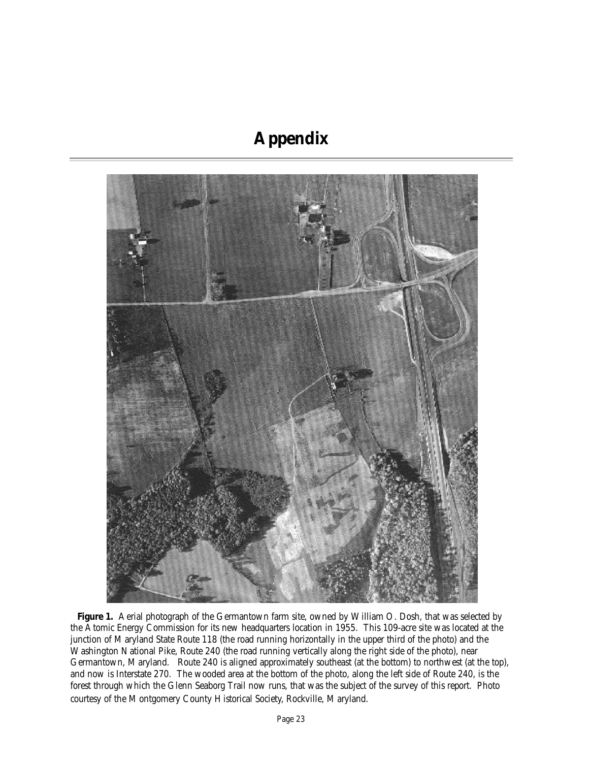# Appendix

**Figure 1.** Aerial photograph of the Germantown farm site, owned by William O. Dosh, that was selected by the Atomic Energy Commission for its new headquarters location in 1955. This 109-acre site was located at the junction of Maryland State Route 118 (the road running horizontally in the upper third of the photo) and the Washington National Pike, Route 240 (the road running vertically along the right side of the photo), near Germantown, Maryland. Route 240 is aligned approximately southeast (at the bottom) to northwest (at the top), and now is Interstate 270. The wooded area at the bottom of the photo, along the left side of Route 240, is the forest through which the Glenn Seaborg Trail now runs, that was the subject of the survey of this report. Photo courtesy of the Montgomery County Historical Society, Rockville, Maryland.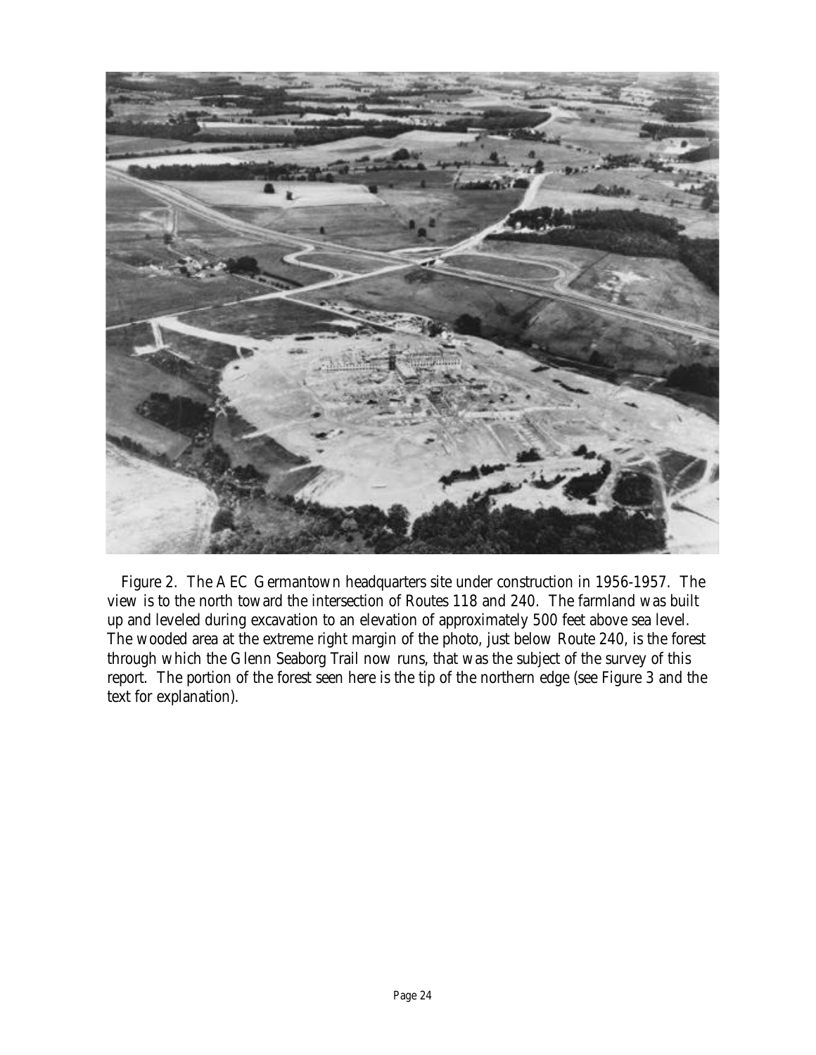Figure 2. The AEC Germantown headquarters site under construction in 1956-1957. The view is to the north toward the intersection of Routes 118 and 240. The farmland was built up and leveled during excavation to an elevation of approximately 500 feet above sea level. The wooded area at the extreme right margin of the photo, just below Route 240, is the forest through which the Glenn Seaborg Trail now runs, that was the subject of the survey of this report. The portion of the forest seen here is the tip of the northern edge (see Figure 3 and the text for explanation).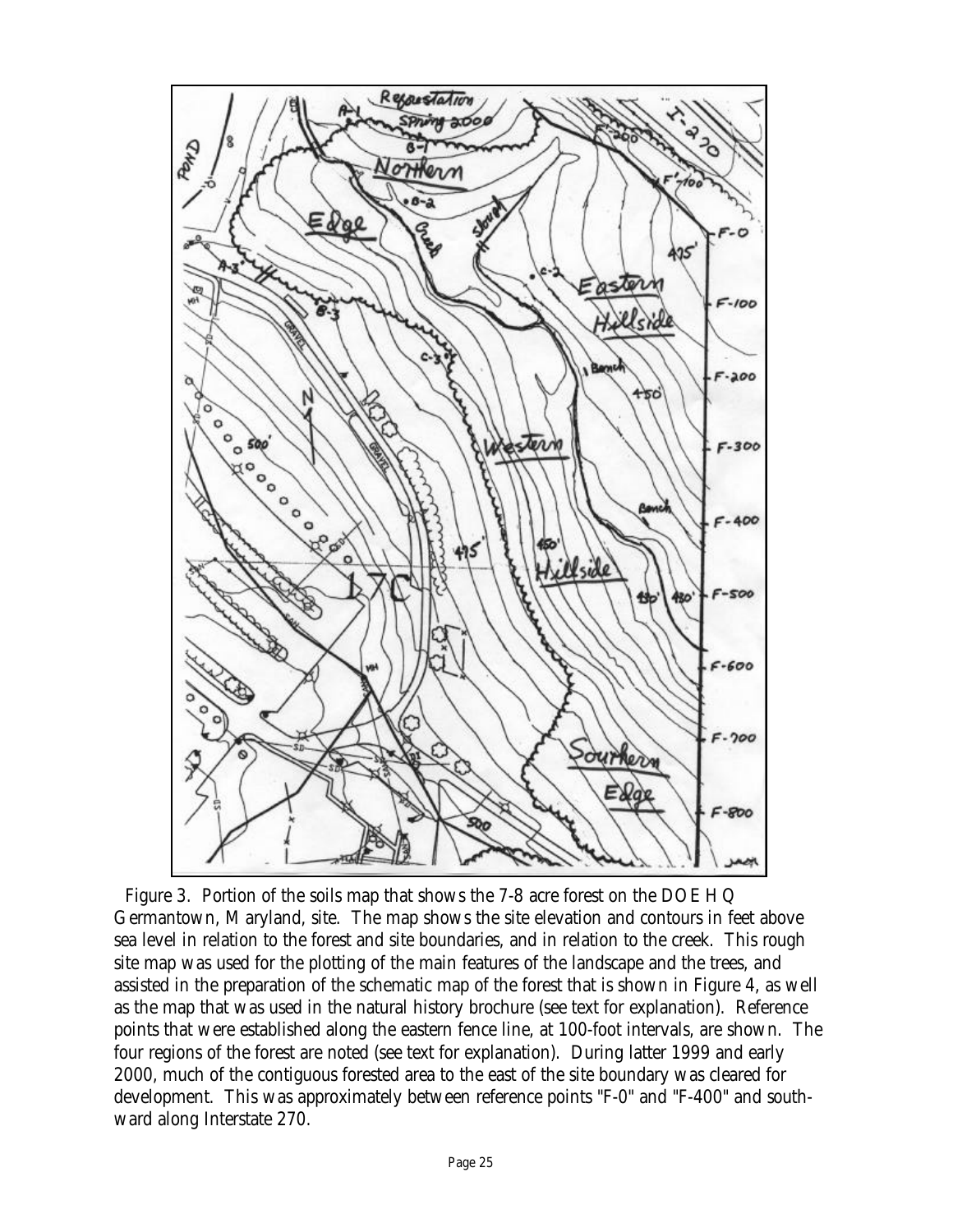Figure 3. Portion of the soils map that shows the 7-8 acre forest on the DOE HQ Germantown, Maryland, site. The map shows the site elevation and contours in feet above sea level in relation to the forest and site boundaries, and in relation to the creek. This rough site map was used for the plotting of the main features of the landscape and the trees, and assisted in the preparation of the schematic map of the forest that is shown in Figure 4, as well as the map that was used in the natural history brochure (see text for explanation). Reference points that were established along the eastern fence line, at 100-foot intervals, are shown. The four regions of the forest are noted (see text for explanation). During latter 1999 and early 2000, much of the contiguous forested area to the east of the site boundary was cleared for development. This was approximately between reference points "F-0" and "F-400" and southward along Interstate 270.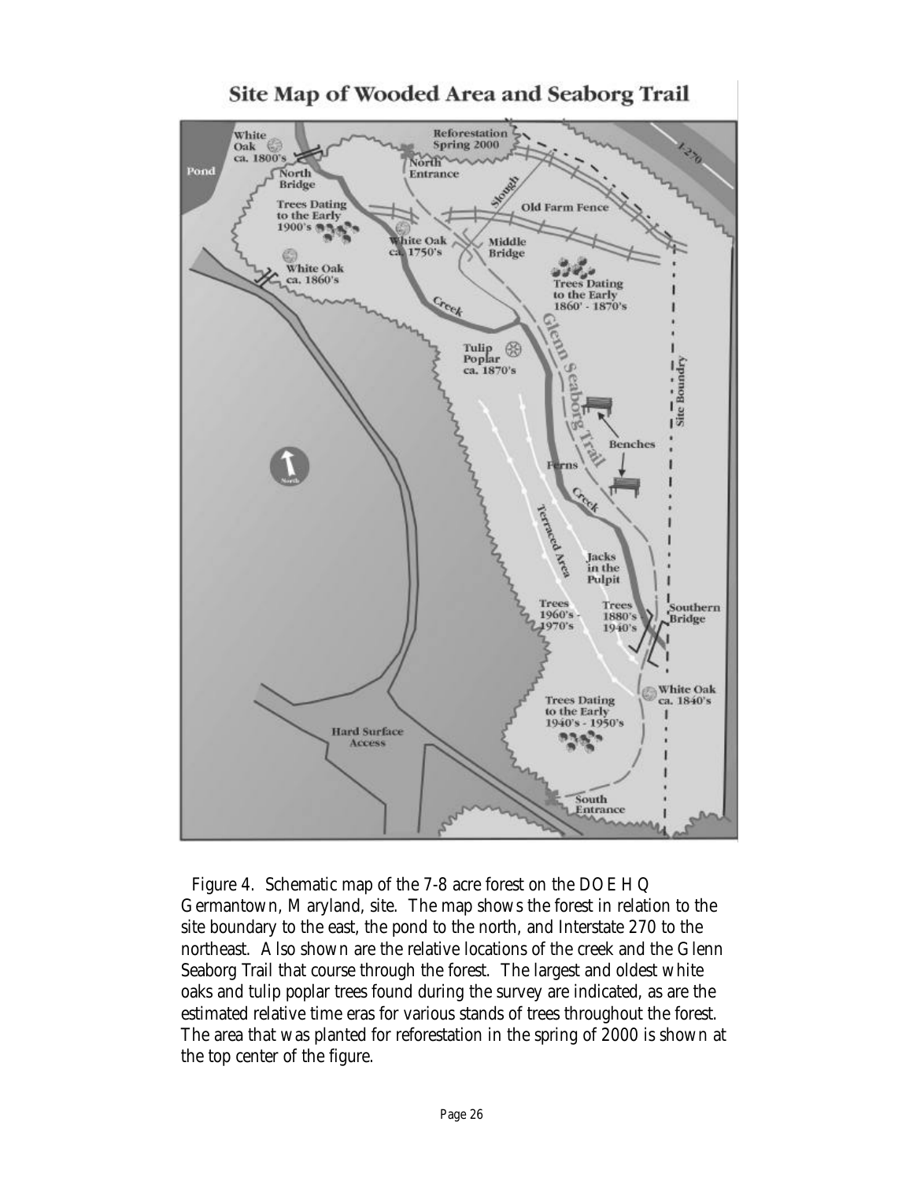## Site Map of Wooded Area and Seaborg Trail

White Oak ca. 1800's

Pond

North Bridge

Reforestation Spring 2000

North Entrance

Slough

I-270

Old Farm Fence

Trees Dating to the Early 1900's

White Oak ca. 1750's

Middle Bridge

White Oak ca. 1860's

Trees Dating to the Early 1860' - 1870's

Creek

Glenn Seaborg Trail

Tulip Poplar ca. 1870's

Site Boundry

Benches

Ferns

Creek

Terraced Area

Jacks in the Pulpit

Trees 1960's - 1970's

Trees 1880's 1940's

Southern Bridge

White Oak ca. 1840's

Trees Dating to the Early 1940's - 1950's

Hard Surface Access

South Entrance

North

Figure 4. Schematic map of the 7-8 acre forest on the DOE HQ Germantown, Maryland, site. The map shows the forest in relation to the site boundary to the east, the pond to the north, and Interstate 270 to the northeast. Also shown are the relative locations of the creek and the Glenn Seaborg Trail that course through the forest. The largest and oldest white oaks and tulip poplar trees found during the survey are indicated, as are the estimated relative time eras for various stands of trees throughout the forest. The area that was planted for reforestation in the spring of 2000 is shown at the top center of the figure.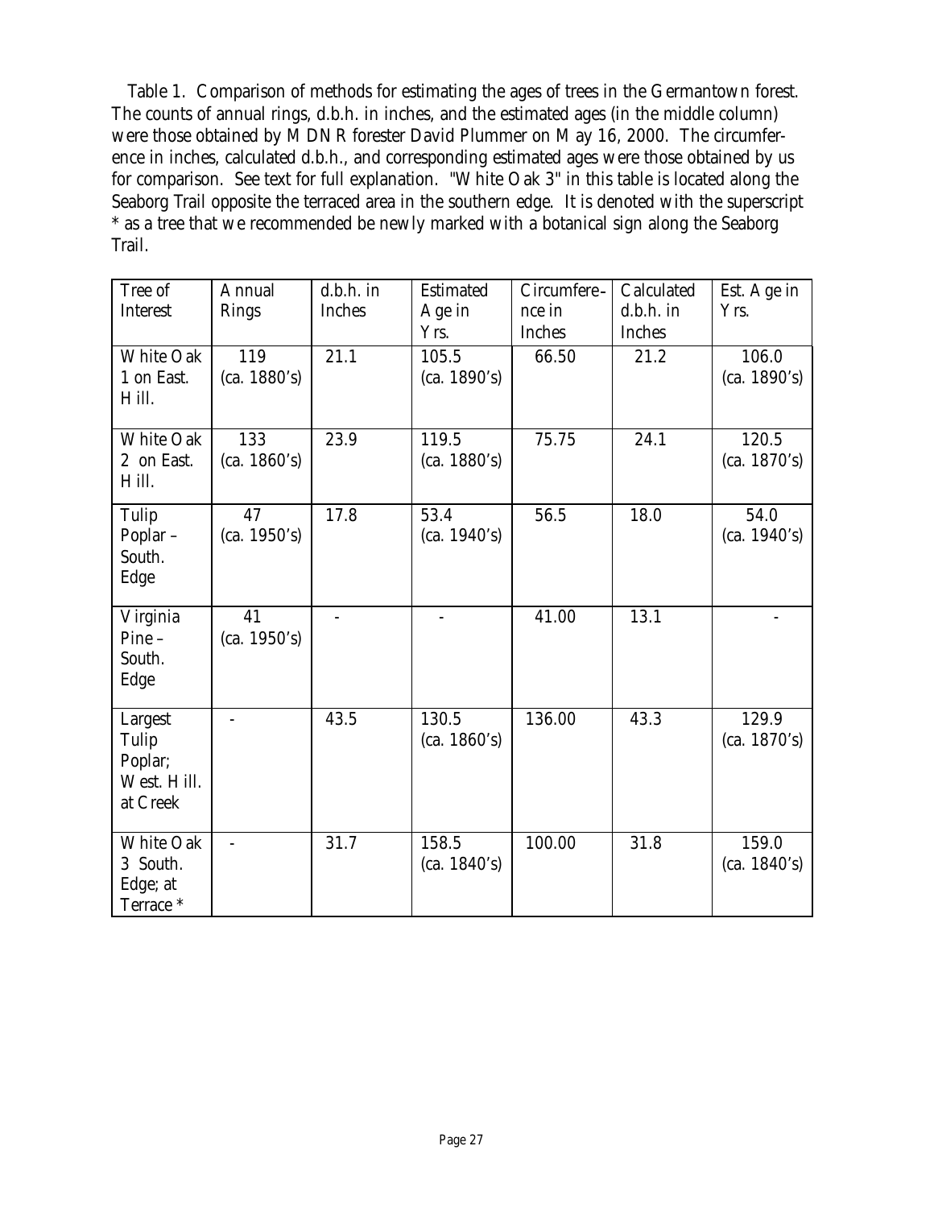Table 1. Comparison of methods for estimating the ages of trees in the Germantown forest. The counts of annual rings, d.b.h. in inches, and the estimated ages (in the middle column) were those obtained by MDNR forester David Plummer on May 16, 2000. The circumference in inches, calculated d.b.h., and corresponding estimated ages were those obtained by us for comparison. See text for full explanation. "White Oak 3" in this table is located along the Seaborg Trail opposite the terraced area in the southern edge. It is denoted with the superscript * as a tree that we recommended be newly marked with a botanical sign along the Seaborg Trail.

| Tree of Interest | Annual Rings | d.b.h. in Inches | Estimated Age in Yrs. | Circumference in Inches | Calculated d.b.h. in Inches | Est. Age in Yrs. |
|---|---|---|---|---|---|---|
| White Oak 1 on East. Hill. | 119 (ca. 1880's) | 21.1 | 105.5 (ca. 1890's) | 66.50 | 21.2 | 106.0 (ca. 1890's) |
| White Oak 2 on East. Hill. | 133 (ca. 1860's) | 23.9 | 119.5 (ca. 1880's) | 75.75 | 24.1 | 120.5 (ca. 1870's) |
| Tulip Poplar – South. Edge | 47 (ca. 1950's) | 17.8 | 53.4 (ca. 1940's) | 56.5 | 18.0 | 54.0 (ca. 1940's) |
| Virginia Pine – South. Edge | 41 (ca. 1950's) | - | - | 41.00 | 13.1 | - |
| Largest Tulip Poplar; West. Hill. at Creek | - | 43.5 | 130.5 (ca. 1860's) | 136.00 | 43.3 | 129.9 (ca. 1870's) |
| White Oak 3 South. Edge; at Terrace * | - | 31.7 | 158.5 (ca. 1840's) | 100.00 | 31.8 | 159.0 (ca. 1840's) |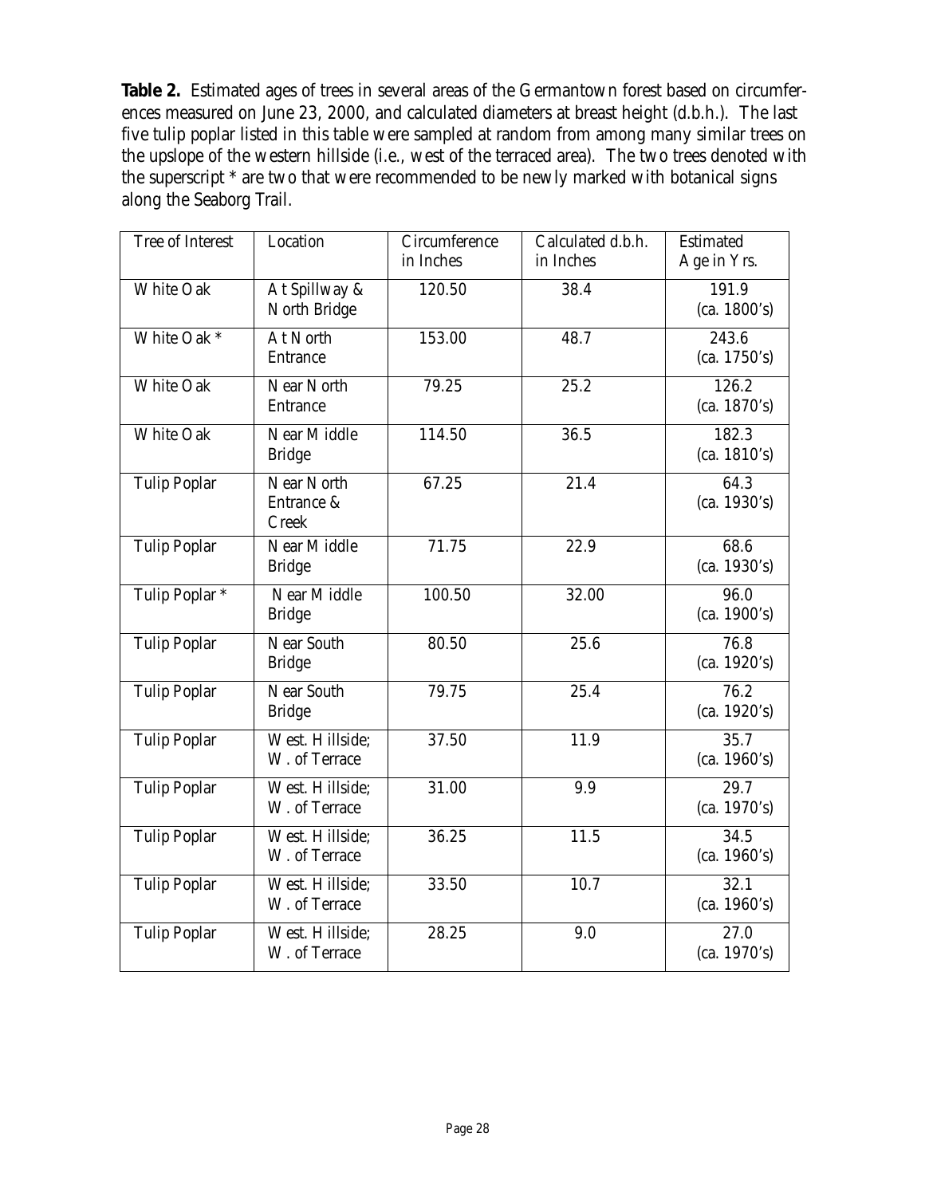**Table 2.** Estimated ages of trees in several areas of the Germantown forest based on circumferences measured on June 23, 2000, and calculated diameters at breast height (d.b.h.). The last five tulip poplar listed in this table were sampled at random from among many similar trees on the upslope of the western hillside (i.e., west of the terraced area). The two trees denoted with the superscript * are two that were recommended to be newly marked with botanical signs along the Seaborg Trail.

| Tree of Interest | Location | Circumference in Inches | Calculated d.b.h. in Inches | Estimated Age in Yrs. |
|---|---|---|---|---|
| White Oak | At Spillway & North Bridge | 120.50 | 38.4 | 191.9 (ca. 1800's) |
| White Oak * | At North Entrance | 153.00 | 48.7 | 243.6 (ca. 1750's) |
| White Oak | Near North Entrance | 79.25 | 25.2 | 126.2 (ca. 1870's) |
| White Oak | Near Middle Bridge | 114.50 | 36.5 | 182.3 (ca. 1810's) |
| Tulip Poplar | Near North Entrance & Creek | 67.25 | 21.4 | 64.3 (ca. 1930's) |
| Tulip Poplar | Near Middle Bridge | 71.75 | 22.9 | 68.6 (ca. 1930's) |
| Tulip Poplar * | Near Middle Bridge | 100.50 | 32.00 | 96.0 (ca. 1900's) |
| Tulip Poplar | Near South Bridge | 80.50 | 25.6 | 76.8 (ca. 1920's) |
| Tulip Poplar | Near South Bridge | 79.75 | 25.4 | 76.2 (ca. 1920's) |
| Tulip Poplar | West. Hillside; W. of Terrace | 37.50 | 11.9 | 35.7 (ca. 1960's) |
| Tulip Poplar | West. Hillside; W. of Terrace | 31.00 | 9.9 | 29.7 (ca. 1970's) |
| Tulip Poplar | West. Hillside; W. of Terrace | 36.25 | 11.5 | 34.5 (ca. 1960's) |
| Tulip Poplar | West. Hillside; W. of Terrace | 33.50 | 10.7 | 32.1 (ca. 1960's) |
| Tulip Poplar | West. Hillside; W. of Terrace | 28.25 | 9.0 | 27.0 (ca. 1970's) |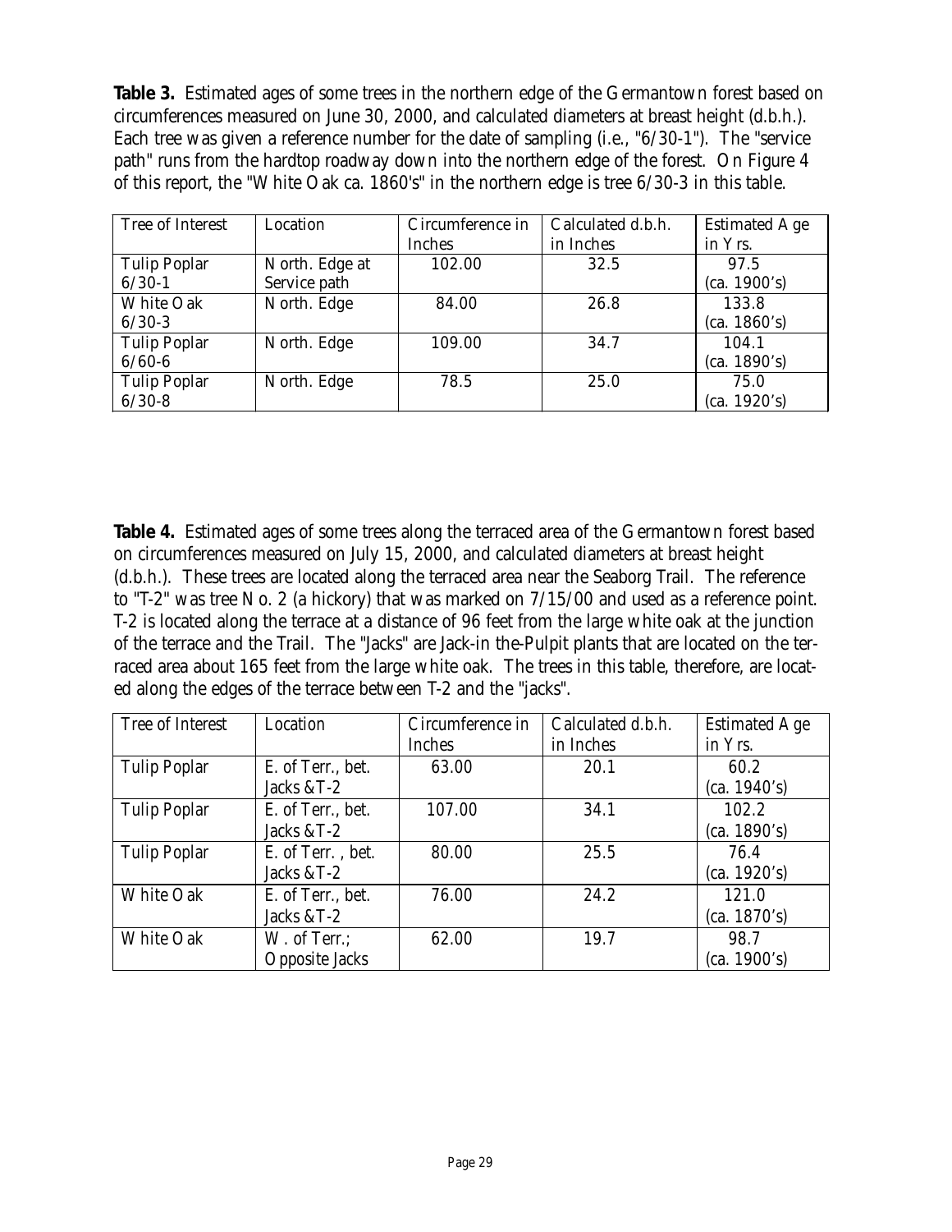**Table 3.** Estimated ages of some trees in the northern edge of the Germantown forest based on circumferences measured on June 30, 2000, and calculated diameters at breast height (d.b.h.). Each tree was given a reference number for the date of sampling (i.e., "6/30-1"). The "service path" runs from the hardtop roadway down into the northern edge of the forest. On Figure 4 of this report, the "White Oak ca. 1860's" in the northern edge is tree 6/30-3 in this table.

| Tree of Interest | Location | Circumference in Inches | Calculated d.b.h. in Inches | Estimated Age in Yrs. |
|---|---|---|---|---|
| Tulip Poplar 6/30-1 | North. Edge at Service path | 102.00 | 32.5 | 97.5 (ca. 1900's) |
| White Oak 6/30-3 | North. Edge | 84.00 | 26.8 | 133.8 (ca. 1860's) |
| Tulip Poplar 6/60-6 | North. Edge | 109.00 | 34.7 | 104.1 (ca. 1890's) |
| Tulip Poplar 6/30-8 | North. Edge | 78.5 | 25.0 | 75.0 (ca. 1920's) |

**Table 4.** Estimated ages of some trees along the terraced area of the Germantown forest based on circumferences measured on July 15, 2000, and calculated diameters at breast height (d.b.h.). These trees are located along the terraced area near the Seaborg Trail. The reference to "T-2" was tree No. 2 (a hickory) that was marked on 7/15/00 and used as a reference point. T-2 is located along the terrace at a distance of 96 feet from the large white oak at the junction of the terrace and the Trail. The "Jacks" are Jack-in the-Pulpit plants that are located on the terraced area about 165 feet from the large white oak. The trees in this table, therefore, are located along the edges of the terrace between T-2 and the "jacks".

| Tree of Interest | Location | Circumference in Inches | Calculated d.b.h. in Inches | Estimated Age in Yrs. |
|---|---|---|---|---|
| Tulip Poplar | E. of Terr., bet. Jacks &T-2 | 63.00 | 20.1 | 60.2 (ca. 1940's) |
| Tulip Poplar | E. of Terr., bet. Jacks &T-2 | 107.00 | 34.1 | 102.2 (ca. 1890's) |
| Tulip Poplar | E. of Terr. , bet. Jacks &T-2 | 80.00 | 25.5 | 76.4 (ca. 1920's) |
| White Oak | E. of Terr., bet. Jacks &T-2 | 76.00 | 24.2 | 121.0 (ca. 1870's) |
| White Oak | W. of Terr.; Opposite Jacks | 62.00 | 19.7 | 98.7 (ca. 1900's) |